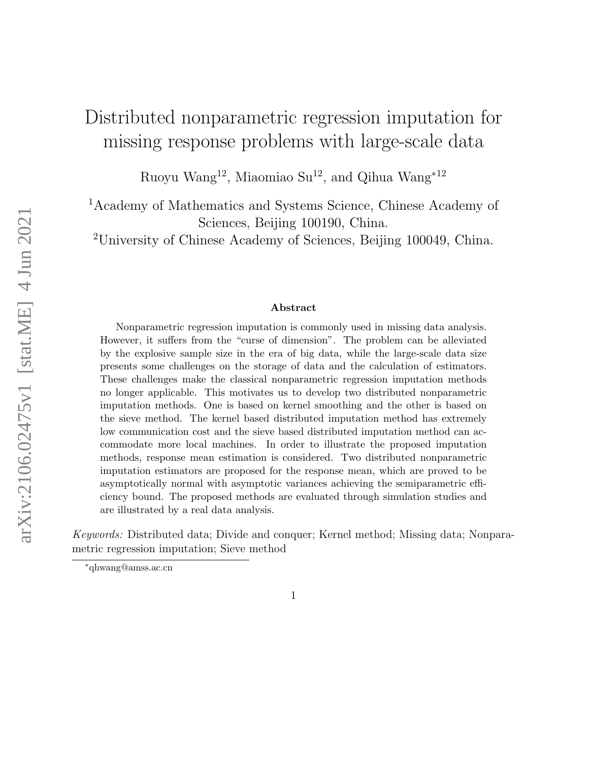# Distributed nonparametric regression imputation for missing response problems with large-scale data

Ruoyu Wang[12], Miaomiao Su[12], and Qihua Wang[*12]

[1]Academy of Mathematics and Systems Science, Chinese Academy of Sciences, Beijing 100190, China.

[2]University of Chinese Academy of Sciences, Beijing 100049, China.

## Abstract

Nonparametric regression imputation is commonly used in missing data analysis. However, it suffers from the "curse of dimension". The problem can be alleviated by the explosive sample size in the era of big data, while the large-scale data size presents some challenges on the storage of data and the calculation of estimators. These challenges make the classical nonparametric regression imputation methods no longer applicable. This motivates us to develop two distributed nonparametric imputation methods. One is based on kernel smoothing and the other is based on the sieve method. The kernel based distributed imputation method has extremely low communication cost and the sieve based distributed imputation method can accommodate more local machines. In order to illustrate the proposed imputation methods, response mean estimation is considered. Two distributed nonparametric imputation estimators are proposed for the response mean, which are proved to be asymptotically normal with asymptotic variances achieving the semiparametric efficiency bound. The proposed methods are evaluated through simulation studies and are illustrated by a real data analysis.

*Keywords:* Distributed data; Divide and conquer; Kernel method; Missing data; Nonparametric regression imputation; Sieve method

[*]qhwang@amss.ac.cn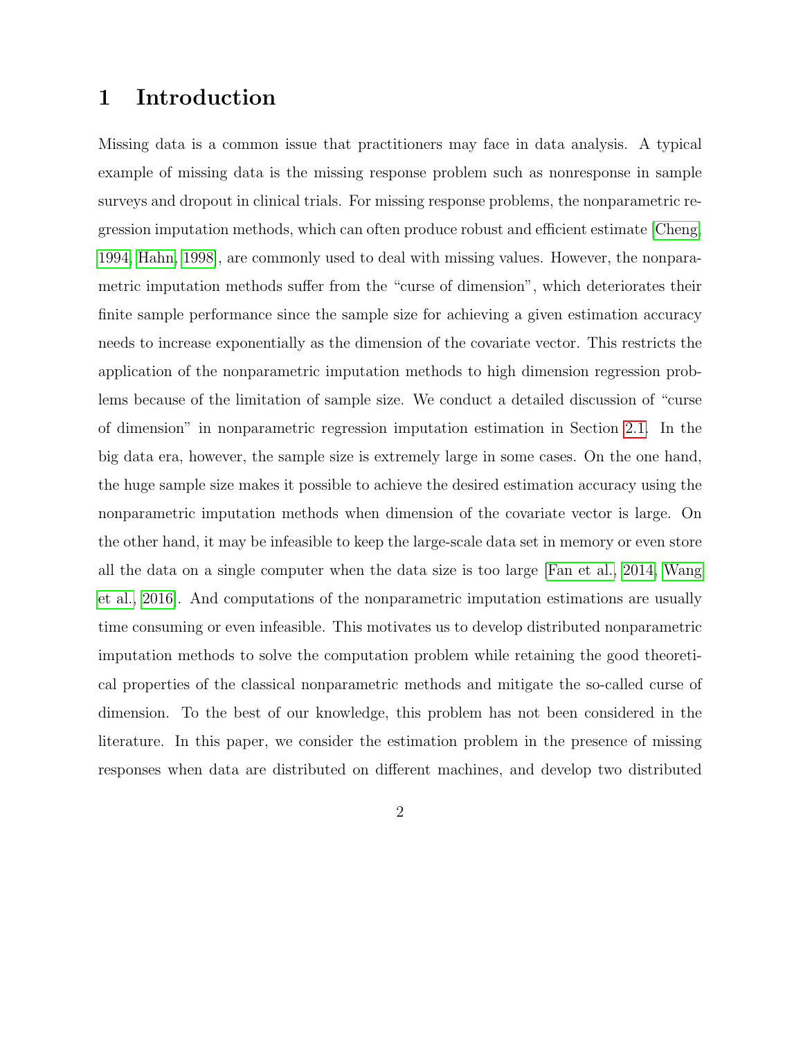# 1 Introduction

Missing data is a common issue that practitioners may face in data analysis. A typical example of missing data is the missing response problem such as nonresponse in sample surveys and dropout in clinical trials. For missing response problems, the nonparametric regression imputation methods, which can often produce robust and efficient estimate [Cheng, 1994, Hahn, 1998], are commonly used to deal with missing values. However, the nonparametric imputation methods suffer from the "curse of dimension", which deteriorates their finite sample performance since the sample size for achieving a given estimation accuracy needs to increase exponentially as the dimension of the covariate vector. This restricts the application of the nonparametric imputation methods to high dimension regression problems because of the limitation of sample size. We conduct a detailed discussion of "curse of dimension" in nonparametric regression imputation estimation in Section 2.1. In the big data era, however, the sample size is extremely large in some cases. On the one hand, the huge sample size makes it possible to achieve the desired estimation accuracy using the nonparametric imputation methods when dimension of the covariate vector is large. On the other hand, it may be infeasible to keep the large-scale data set in memory or even store all the data on a single computer when the data size is too large [Fan et al., 2014, Wang et al., 2016]. And computations of the nonparametric imputation estimations are usually time consuming or even infeasible. This motivates us to develop distributed nonparametric imputation methods to solve the computation problem while retaining the good theoretical properties of the classical nonparametric methods and mitigate the so-called curse of dimension. To the best of our knowledge, this problem has not been considered in the literature. In this paper, we consider the estimation problem in the presence of missing responses when data are distributed on different machines, and develop two distributed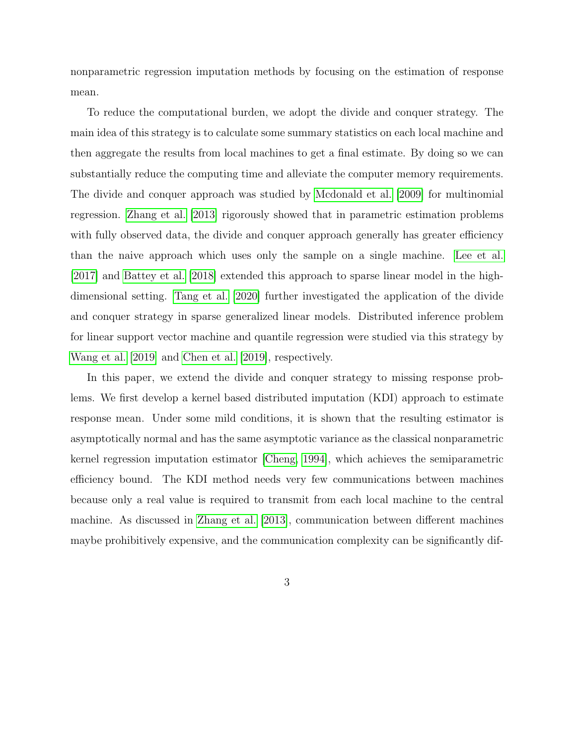nonparametric regression imputation methods by focusing on the estimation of response mean.

To reduce the computational burden, we adopt the divide and conquer strategy. The main idea of this strategy is to calculate some summary statistics on each local machine and then aggregate the results from local machines to get a final estimate. By doing so we can substantially reduce the computing time and alleviate the computer memory requirements. The divide and conquer approach was studied by Mcdonald et al. [2009] for multinomial regression. Zhang et al. [2013] rigorously showed that in parametric estimation problems with fully observed data, the divide and conquer approach generally has greater efficiency than the naive approach which uses only the sample on a single machine. Lee et al. [2017] and Battey et al. [2018] extended this approach to sparse linear model in the high-dimensional setting. Tang et al. [2020] further investigated the application of the divide and conquer strategy in sparse generalized linear models. Distributed inference problem for linear support vector machine and quantile regression were studied via this strategy by Wang et al. [2019] and Chen et al. [2019], respectively.

In this paper, we extend the divide and conquer strategy to missing response problems. We first develop a kernel based distributed imputation (KDI) approach to estimate response mean. Under some mild conditions, it is shown that the resulting estimator is asymptotically normal and has the same asymptotic variance as the classical nonparametric kernel regression imputation estimator [Cheng, 1994], which achieves the semiparametric efficiency bound. The KDI method needs very few communications between machines because only a real value is required to transmit from each local machine to the central machine. As discussed in Zhang et al. [2013], communication between different machines maybe prohibitively expensive, and the communication complexity can be significantly dif-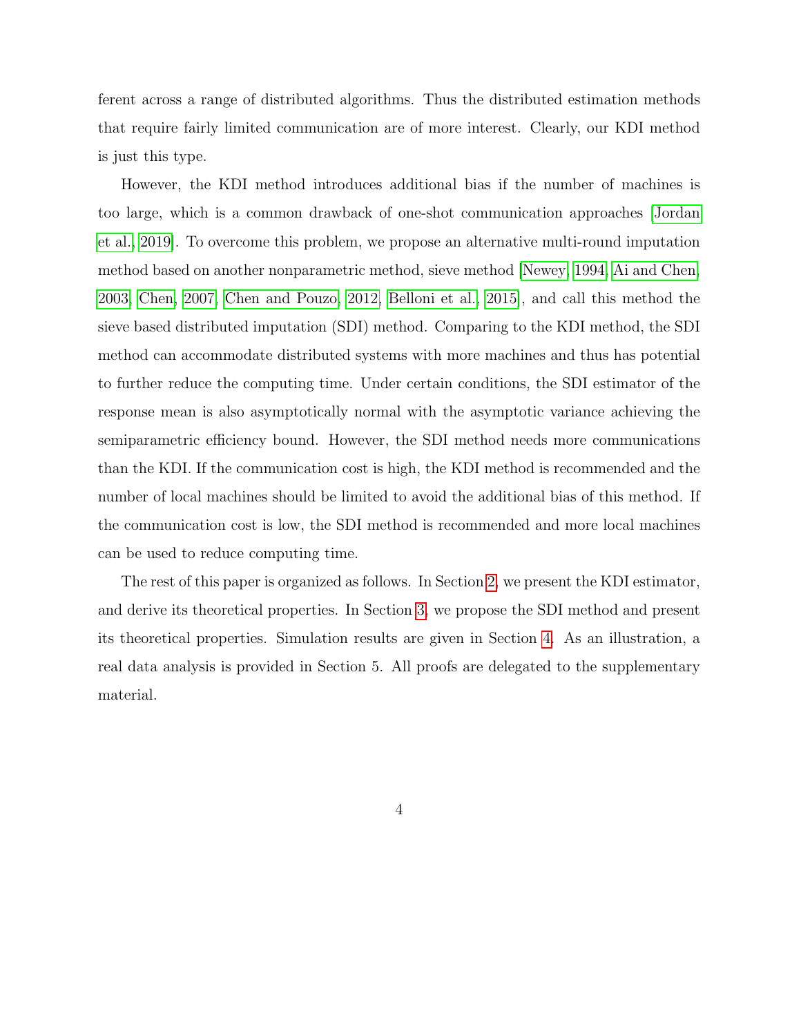ferent across a range of distributed algorithms. Thus the distributed estimation methods that require fairly limited communication are of more interest. Clearly, our KDI method is just this type.

However, the KDI method introduces additional bias if the number of machines is too large, which is a common drawback of one-shot communication approaches [Jordan et al., 2019]. To overcome this problem, we propose an alternative multi-round imputation method based on another nonparametric method, sieve method [Newey, 1994, Ai and Chen, 2003, Chen, 2007, Chen and Pouzo, 2012, Belloni et al., 2015], and call this method the sieve based distributed imputation (SDI) method. Comparing to the KDI method, the SDI method can accommodate distributed systems with more machines and thus has potential to further reduce the computing time. Under certain conditions, the SDI estimator of the response mean is also asymptotically normal with the asymptotic variance achieving the semiparametric efficiency bound. However, the SDI method needs more communications than the KDI. If the communication cost is high, the KDI method is recommended and the number of local machines should be limited to avoid the additional bias of this method. If the communication cost is low, the SDI method is recommended and more local machines can be used to reduce computing time.

The rest of this paper is organized as follows. In Section 2, we present the KDI estimator, and derive its theoretical properties. In Section 3, we propose the SDI method and present its theoretical properties. Simulation results are given in Section 4. As an illustration, a real data analysis is provided in Section 5. All proofs are delegated to the supplementary material.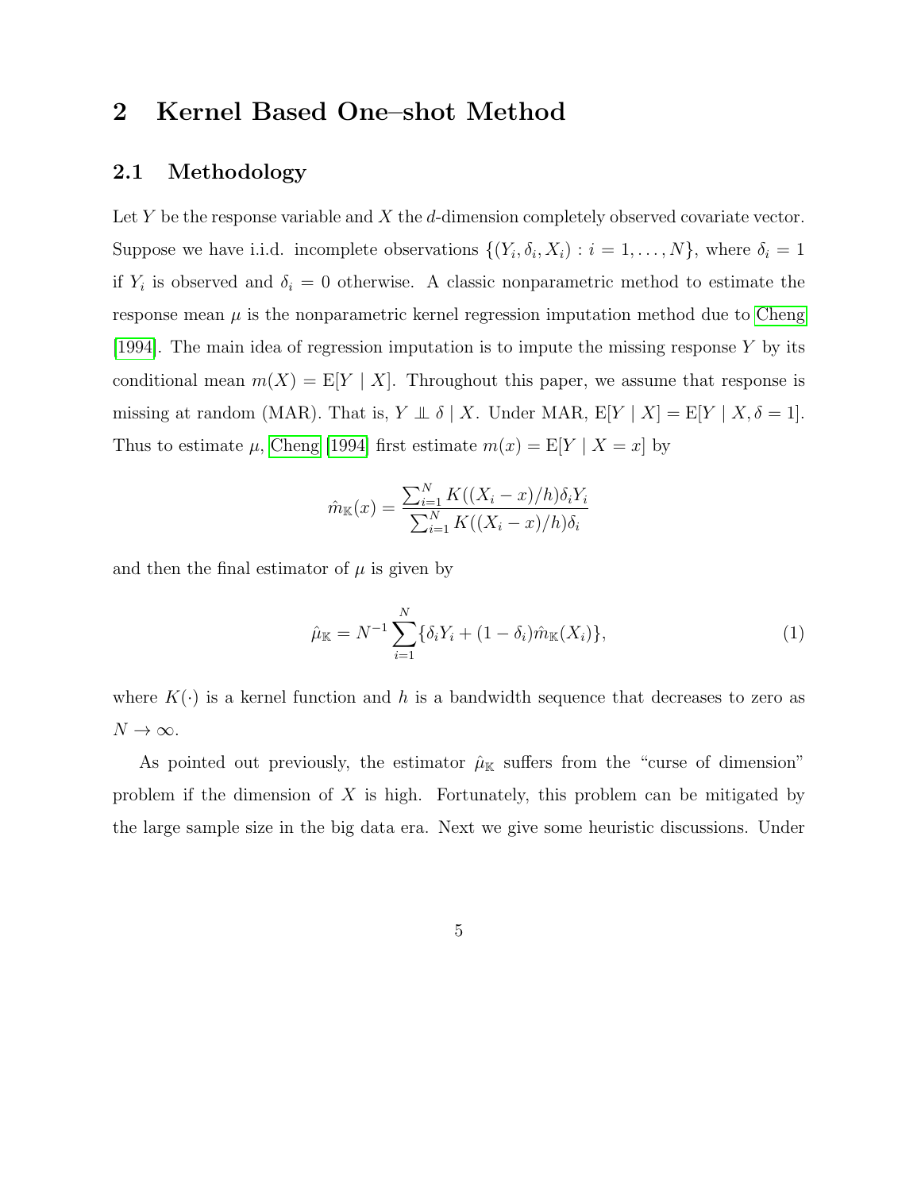## 2 Kernel Based One–shot Method

### 2.1 Methodology

Let $Y$ be the response variable and $X$ the $d$-dimension completely observed covariate vector. Suppose we have i.i.d. incomplete observations $\{(Y_i, \delta_i, X_i) : i = 1, \ldots, N\}$, where $\delta_i = 1$ if $Y_i$ is observed and $\delta_i = 0$ otherwise. A classic nonparametric method to estimate the response mean $\mu$ is the nonparametric kernel regression imputation method due to Cheng [1994]. The main idea of regression imputation is to impute the missing response $Y$ by its conditional mean $m(X) = \mathrm{E}[Y \mid X]$. Throughout this paper, we assume that response is missing at random (MAR). That is, $Y \perp\!\!\!\perp \delta \mid X$. Under MAR, $\mathrm{E}[Y \mid X] = \mathrm{E}[Y \mid X, \delta = 1]$. Thus to estimate $\mu$, Cheng [1994] first estimate $m(x) = \mathrm{E}[Y \mid X = x]$ by

$$\hat{m}_{\mathbb{K}}(x) = \frac{\sum_{i=1}^{N} K((X_i - x)/h)\delta_i Y_i}{\sum_{i=1}^{N} K((X_i - x)/h)\delta_i}$$

and then the final estimator of $\mu$ is given by

$$\hat{\mu}_{\mathbb{K}} = N^{-1} \sum_{i=1}^{N} \{\delta_i Y_i + (1 - \delta_i)\hat{m}_{\mathbb{K}}(X_i)\}, \tag{1}$$

where $K(\cdot)$ is a kernel function and $h$ is a bandwidth sequence that decreases to zero as $N \to \infty$.

As pointed out previously, the estimator $\hat{\mu}_{\mathbb{K}}$ suffers from the "curse of dimension" problem if the dimension of $X$ is high. Fortunately, this problem can be mitigated by the large sample size in the big data era. Next we give some heuristic discussions. Under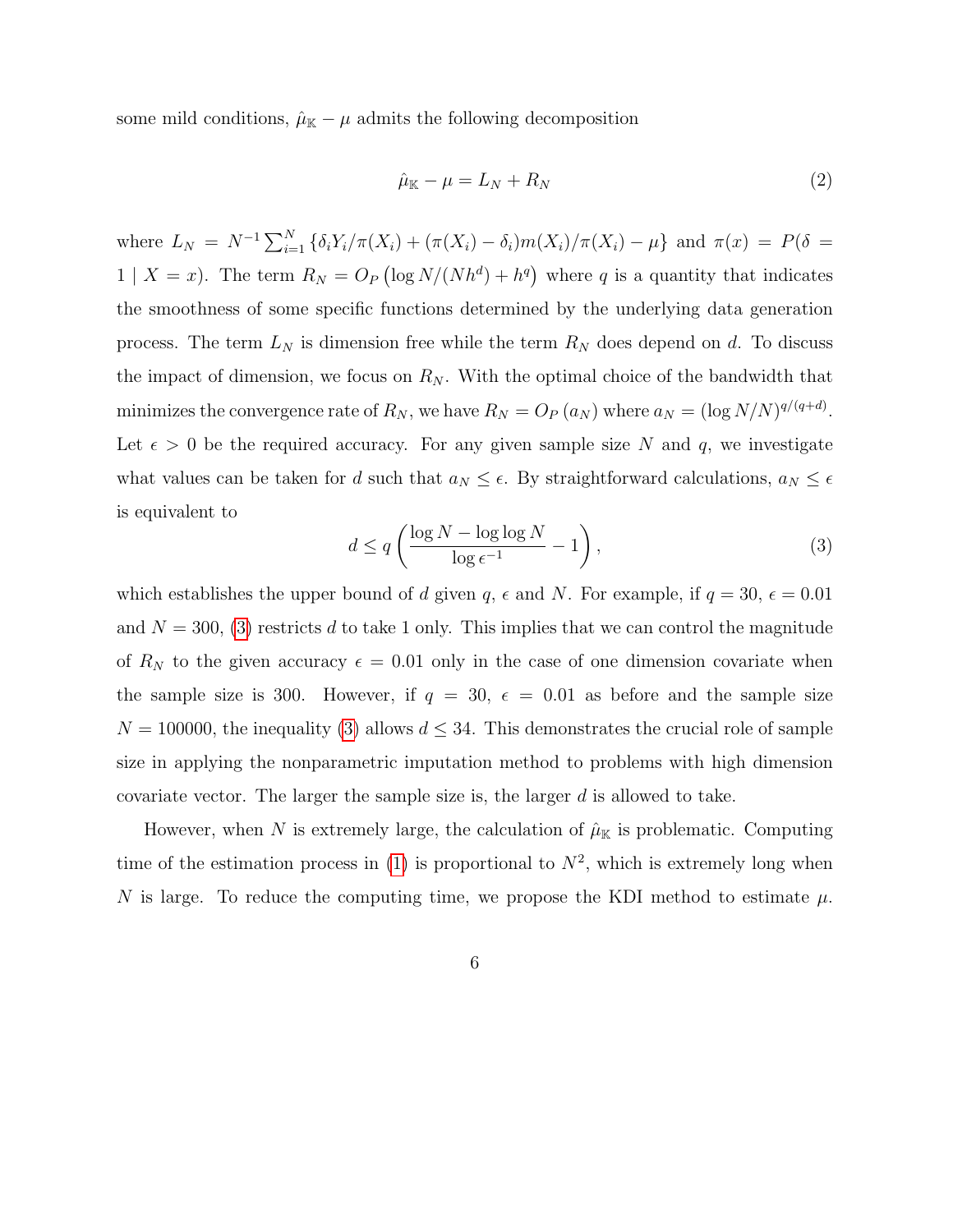some mild conditions, $\hat{\mu}_{\mathbb{K}} - \mu$ admits the following decomposition

$$\hat{\mu}_{\mathbb{K}} - \mu = L_N + R_N \tag{2}$$

where $L_N = N^{-1} \sum_{i=1}^{N} \{\delta_i Y_i / \pi(X_i) + (\pi(X_i) - \delta_i) m(X_i)/\pi(X_i) - \mu\}$ and $\pi(x) = P(\delta = 1 \mid X = x)$. The term $R_N = O_P\left(\log N/(Nh^d) + h^q\right)$ where $q$ is a quantity that indicates the smoothness of some specific functions determined by the underlying data generation process. The term $L_N$ is dimension free while the term $R_N$ does depend on $d$. To discuss the impact of dimension, we focus on $R_N$. With the optimal choice of the bandwidth that minimizes the convergence rate of $R_N$, we have $R_N = O_P(a_N)$ where $a_N = (\log N/N)^{q/(q+d)}$. Let $\epsilon > 0$ be the required accuracy. For any given sample size $N$ and $q$, we investigate what values can be taken for $d$ such that $a_N \leq \epsilon$. By straightforward calculations, $a_N \leq \epsilon$ is equivalent to

$$d \leq q \left( \frac{\log N - \log \log N}{\log \epsilon^{-1}} - 1 \right), \tag{3}$$

which establishes the upper bound of $d$ given $q$, $\epsilon$ and $N$. For example, if $q = 30$, $\epsilon = 0.01$ and $N = 300$, (3) restricts $d$ to take 1 only. This implies that we can control the magnitude of $R_N$ to the given accuracy $\epsilon = 0.01$ only in the case of one dimension covariate when the sample size is 300. However, if $q = 30$, $\epsilon = 0.01$ as before and the sample size $N = 100000$, the inequality (3) allows $d \leq 34$. This demonstrates the crucial role of sample size in applying the nonparametric imputation method to problems with high dimension covariate vector. The larger the sample size is, the larger $d$ is allowed to take.

However, when $N$ is extremely large, the calculation of $\hat{\mu}_{\mathbb{K}}$ is problematic. Computing time of the estimation process in (1) is proportional to $N^2$, which is extremely long when $N$ is large. To reduce the computing time, we propose the KDI method to estimate $\mu$.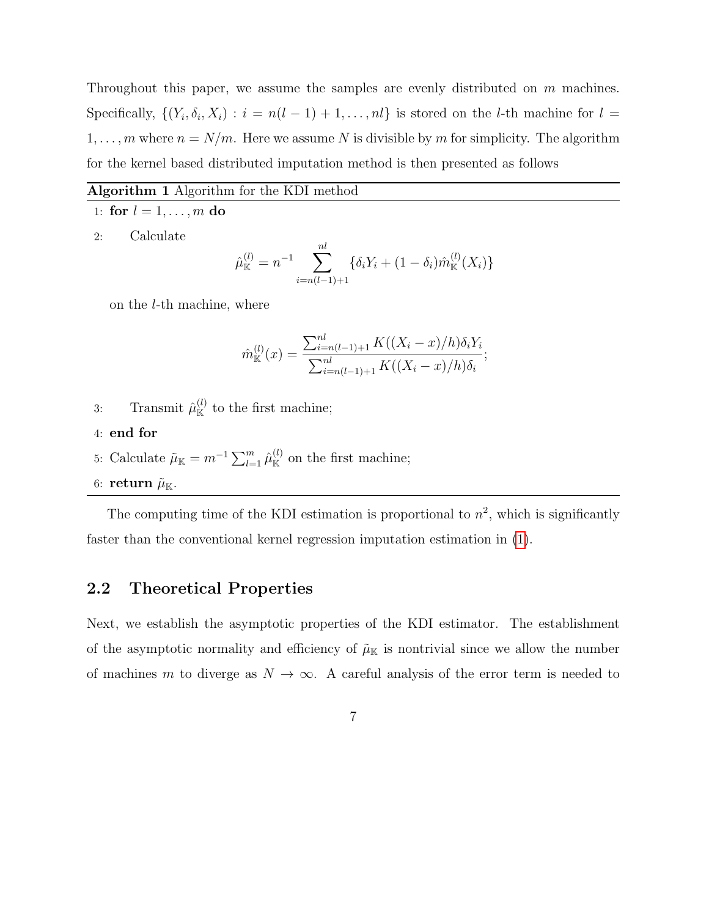Throughout this paper, we assume the samples are evenly distributed on $m$ machines. Specifically, $\{(Y_i, \delta_i, X_i) : i = n(l-1)+1, \ldots, nl\}$ is stored on the $l$-th machine for $l = 1, \ldots, m$ where $n = N/m$. Here we assume $N$ is divisible by $m$ for simplicity. The algorithm for the kernel based distributed imputation method is then presented as follows

**Algorithm 1** Algorithm for the KDI method

1: **for** $l = 1, \ldots, m$ **do**

2: Calculate

$$\hat{\mu}_{\mathbb{K}}^{(l)} = n^{-1} \sum_{i=n(l-1)+1}^{nl} \{\delta_i Y_i + (1-\delta_i)\hat{m}_{\mathbb{K}}^{(l)}(X_i)\}$$

on the $l$-th machine, where

$$\hat{m}_{\mathbb{K}}^{(l)}(x) = \frac{\sum_{i=n(l-1)+1}^{nl} K((X_i - x)/h)\delta_i Y_i}{\sum_{i=n(l-1)+1}^{nl} K((X_i - x)/h)\delta_i};$$

3: Transmit $\hat{\mu}_{\mathbb{K}}^{(l)}$ to the first machine;

4: **end for**

5: Calculate $\tilde{\mu}_{\mathbb{K}} = m^{-1} \sum_{l=1}^{m} \hat{\mu}_{\mathbb{K}}^{(l)}$ on the first machine;

6: **return** $\tilde{\mu}_{\mathbb{K}}$.

The computing time of the KDI estimation is proportional to $n^2$, which is significantly faster than the conventional kernel regression imputation estimation in (1).

## 2.2 Theoretical Properties

Next, we establish the asymptotic properties of the KDI estimator. The establishment of the asymptotic normality and efficiency of $\tilde{\mu}_{\mathbb{K}}$ is nontrivial since we allow the number of machines $m$ to diverge as $N \to \infty$. A careful analysis of the error term is needed to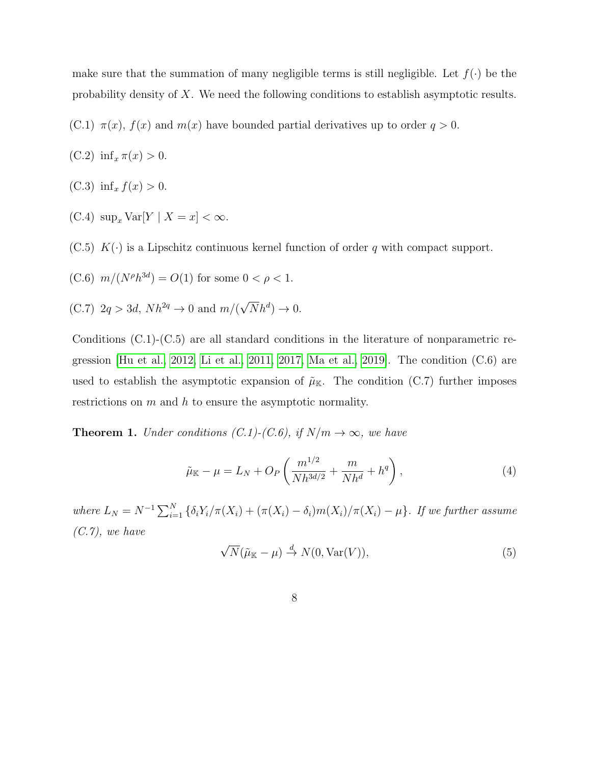make sure that the summation of many negligible terms is still negligible. Let $f(\cdot)$ be the probability density of $X$. We need the following conditions to establish asymptotic results.

(C.1) $\pi(x)$, $f(x)$ and $m(x)$ have bounded partial derivatives up to order $q > 0$.

(C.2) $\inf_x \pi(x) > 0$.

(C.3) $\inf_x f(x) > 0$.

(C.4) $\sup_x \operatorname{Var}[Y \mid X = x] < \infty$.

(C.5) $K(\cdot)$ is a Lipschitz continuous kernel function of order $q$ with compact support.

(C.6) $m/(N^\rho h^{3d}) = O(1)$ for some $0 < \rho < 1$.

(C.7) $2q > 3d$, $Nh^{2q} \to 0$ and $m/(\sqrt{N}h^d) \to 0$.

Conditions (C.1)-(C.5) are all standard conditions in the literature of nonparametric regression [Hu et al., 2012, Li et al., 2011, 2017, Ma et al., 2019]. The condition (C.6) are used to establish the asymptotic expansion of $\tilde{\mu}_{\mathbb{K}}$. The condition (C.7) further imposes restrictions on $m$ and $h$ to ensure the asymptotic normality.

**Theorem 1.** *Under conditions (C.1)-(C.6), if $N/m \to \infty$, we have*

$$\tilde{\mu}_{\mathbb{K}} - \mu = L_N + O_P\left(\frac{m^{1/2}}{Nh^{3d/2}} + \frac{m}{Nh^d} + h^q\right), \tag{4}$$

*where $L_N = N^{-1}\sum_{i=1}^N \{\delta_i Y_i/\pi(X_i) + (\pi(X_i) - \delta_i)m(X_i)/\pi(X_i) - \mu\}$. If we further assume (C.7), we have*

$$\sqrt{N}(\tilde{\mu}_{\mathbb{K}} - \mu) \xrightarrow{d} N(0, \operatorname{Var}(V)), \tag{5}$$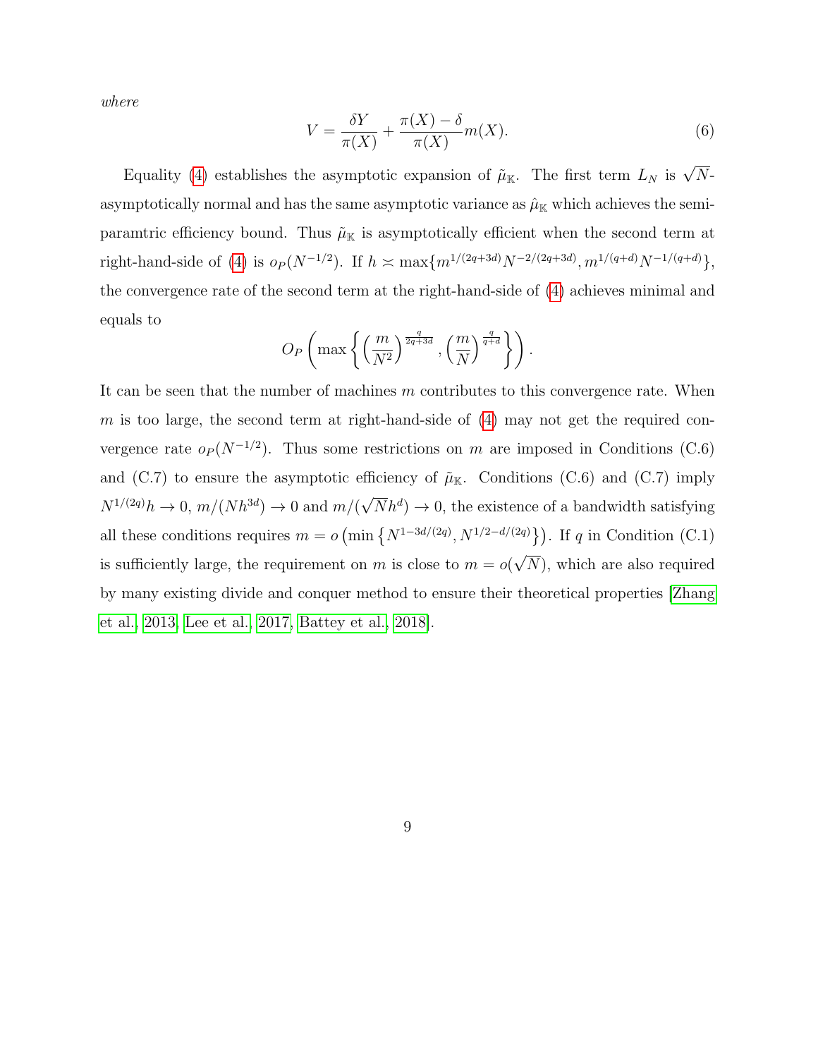*where*

$$V = \frac{\delta Y}{\pi(X)} + \frac{\pi(X) - \delta}{\pi(X)} m(X). \tag{6}$$

Equality (4) establishes the asymptotic expansion of $\tilde{\mu}_{\mathbb{K}}$. The first term $L_N$ is $\sqrt{N}$-asymptotically normal and has the same asymptotic variance as $\hat{\mu}_{\mathbb{K}}$ which achieves the semi-paramtric efficiency bound. Thus $\tilde{\mu}_{\mathbb{K}}$ is asymptotically efficient when the second term at right-hand-side of (4) is $o_P(N^{-1/2})$. If $h \asymp \max\{m^{1/(2q+3d)} N^{-2/(2q+3d)}, m^{1/(q+d)} N^{-1/(q+d)}\}$, the convergence rate of the second term at the right-hand-side of (4) achieves minimal and equals to

$$O_P\left(\max\left\{\left(\frac{m}{N^2}\right)^{\frac{q}{2q+3d}}, \left(\frac{m}{N}\right)^{\frac{q}{q+d}}\right\}\right).$$

It can be seen that the number of machines $m$ contributes to this convergence rate. When $m$ is too large, the second term at right-hand-side of (4) may not get the required convergence rate $o_P(N^{-1/2})$. Thus some restrictions on $m$ are imposed in Conditions (C.6) and (C.7) to ensure the asymptotic efficiency of $\tilde{\mu}_{\mathbb{K}}$. Conditions (C.6) and (C.7) imply $N^{1/(2q)} h \to 0$, $m/(Nh^{3d}) \to 0$ and $m/(\sqrt{N} h^d) \to 0$, the existence of a bandwidth satisfying all these conditions requires $m = o\left(\min\left\{N^{1-3d/(2q)}, N^{1/2-d/(2q)}\right\}\right)$. If $q$ in Condition (C.1) is sufficiently large, the requirement on $m$ is close to $m = o(\sqrt{N})$, which are also required by many existing divide and conquer method to ensure their theoretical properties [Zhang et al., 2013, Lee et al., 2017, Battey et al., 2018].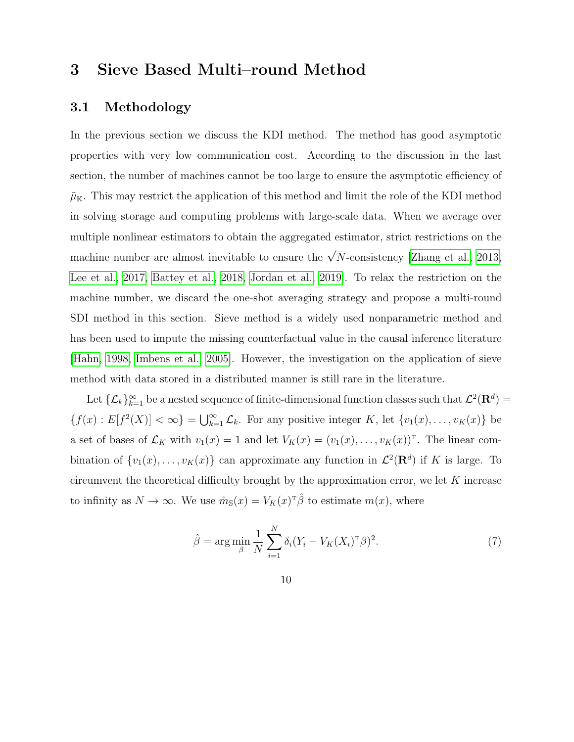# 3 Sieve Based Multi–round Method

## 3.1 Methodology

In the previous section we discuss the KDI method. The method has good asymptotic properties with very low communication cost. According to the discussion in the last section, the number of machines cannot be too large to ensure the asymptotic efficiency of $\tilde{\mu}_{\mathbb{K}}$. This may restrict the application of this method and limit the role of the KDI method in solving storage and computing problems with large-scale data. When we average over multiple nonlinear estimators to obtain the aggregated estimator, strict restrictions on the machine number are almost inevitable to ensure the $\sqrt{N}$-consistency [Zhang et al., 2013, Lee et al., 2017, Battey et al., 2018, Jordan et al., 2019]. To relax the restriction on the machine number, we discard the one-shot averaging strategy and propose a multi-round SDI method in this section. Sieve method is a widely used nonparametric method and has been used to impute the missing counterfactual value in the causal inference literature [Hahn, 1998, Imbens et al., 2005]. However, the investigation on the application of sieve method with data stored in a distributed manner is still rare in the literature.

Let $\{\mathcal{L}_k\}_{k=1}^{\infty}$ be a nested sequence of finite-dimensional function classes such that $\mathcal{L}^2(\mathbf{R}^d) = \{f(x) : E[f^2(X)] < \infty\} = \bigcup_{k=1}^{\infty} \mathcal{L}_k$. For any positive integer $K$, let $\{v_1(x), \ldots, v_K(x)\}$ be a set of bases of $\mathcal{L}_K$ with $v_1(x) = 1$ and let $V_K(x) = (v_1(x), \ldots, v_K(x))^{\mathrm{T}}$. The linear combination of $\{v_1(x), \ldots, v_K(x)\}$ can approximate any function in $\mathcal{L}^2(\mathbf{R}^d)$ if $K$ is large. To circumvent the theoretical difficulty brought by the approximation error, we let $K$ increase to infinity as $N \to \infty$. We use $\hat{m}_{\mathbb{S}}(x) = V_K(x)^{\mathrm{T}}\hat{\beta}$ to estimate $m(x)$, where

$$\hat{\beta} = \arg\min_{\beta} \frac{1}{N} \sum_{i=1}^{N} \delta_i (Y_i - V_K(X_i)^{\mathrm{T}}\beta)^2. \tag{7}$$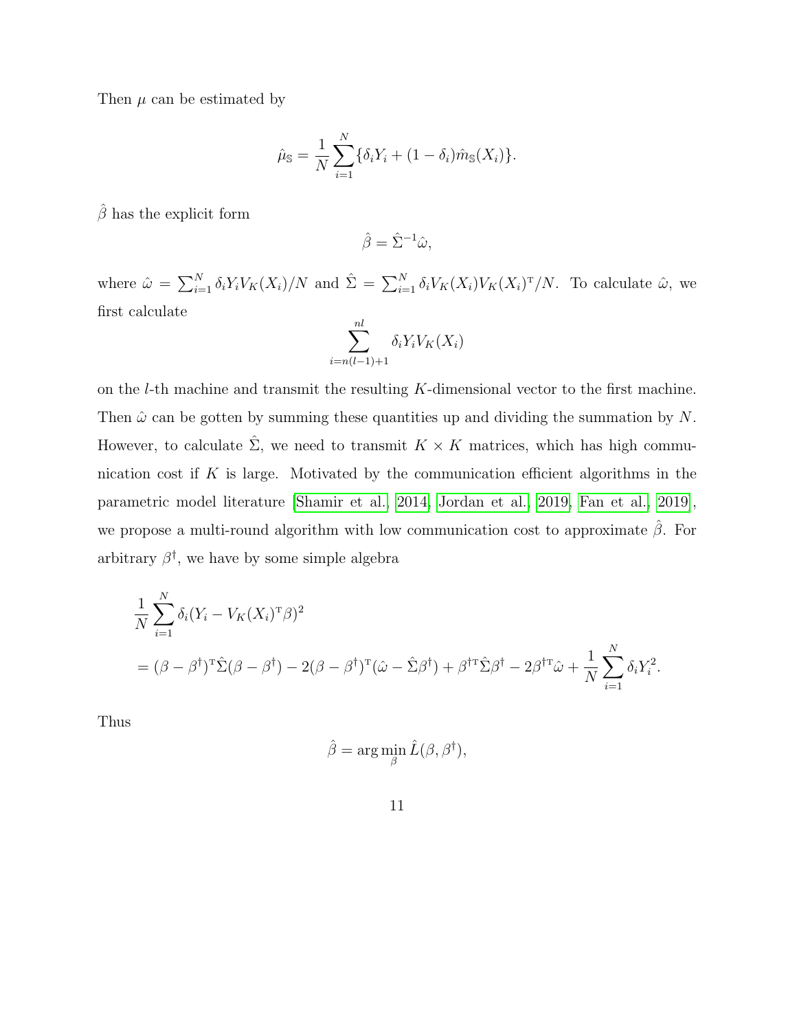Then $\mu$ can be estimated by

$$\hat{\mu}_{\mathbb{S}} = \frac{1}{N}\sum_{i=1}^{N}\{\delta_i Y_i + (1-\delta_i)\hat{m}_{\mathbb{S}}(X_i)\}.$$

$\hat{\beta}$ has the explicit form

$$\hat{\beta} = \hat{\Sigma}^{-1}\hat{\omega},$$

where $\hat{\omega} = \sum_{i=1}^{N}\delta_i Y_i V_K(X_i)/N$ and $\hat{\Sigma} = \sum_{i=1}^{N}\delta_i V_K(X_i)V_K(X_i)^{\mathrm{T}}/N$. To calculate $\hat{\omega}$, we first calculate

$$\sum_{i=n(l-1)+1}^{nl}\delta_i Y_i V_K(X_i)$$

on the $l$-th machine and transmit the resulting $K$-dimensional vector to the first machine. Then $\hat{\omega}$ can be gotten by summing these quantities up and dividing the summation by $N$. However, to calculate $\hat{\Sigma}$, we need to transmit $K \times K$ matrices, which has high communication cost if $K$ is large. Motivated by the communication efficient algorithms in the parametric model literature [Shamir et al., 2014, Jordan et al., 2019, Fan et al., 2019], we propose a multi-round algorithm with low communication cost to approximate $\hat{\beta}$. For arbitrary $\beta^{\dagger}$, we have by some simple algebra

$$\begin{aligned}
&\frac{1}{N}\sum_{i=1}^{N}\delta_i(Y_i - V_K(X_i)^{\mathrm{T}}\beta)^2 \\
&= (\beta-\beta^{\dagger})^{\mathrm{T}}\hat{\Sigma}(\beta-\beta^{\dagger}) - 2(\beta-\beta^{\dagger})^{\mathrm{T}}(\hat{\omega}-\hat{\Sigma}\beta^{\dagger}) + \beta^{\dagger\mathrm{T}}\hat{\Sigma}\beta^{\dagger} - 2\beta^{\dagger\mathrm{T}}\hat{\omega} + \frac{1}{N}\sum_{i=1}^{N}\delta_i Y_i^2.
\end{aligned}$$

Thus

$$\hat{\beta} = \arg\min_{\beta}\hat{L}(\beta, \beta^{\dagger}),$$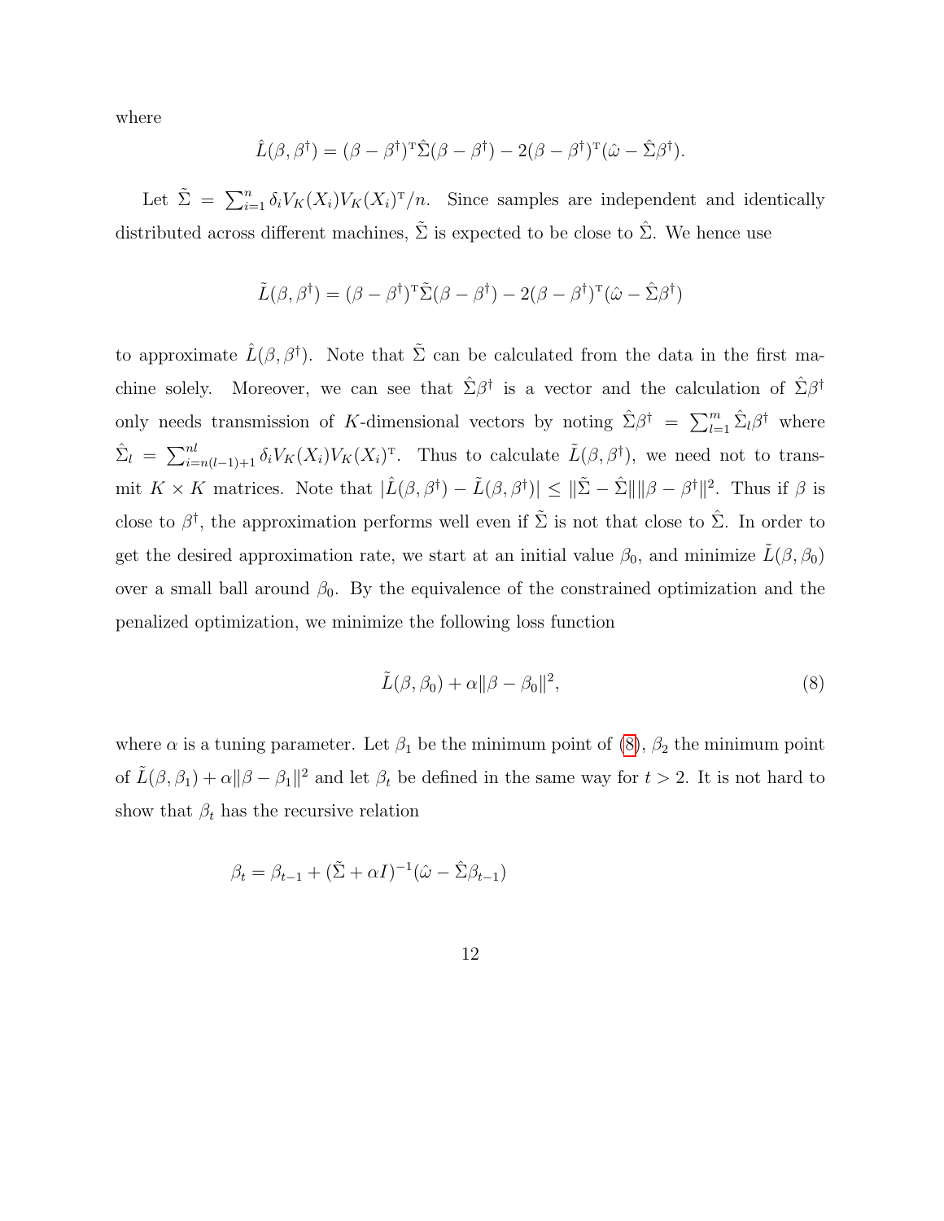where

$$\hat{L}(\beta, \beta^\dagger) = (\beta - \beta^\dagger)^{\mathrm{T}} \hat{\Sigma} (\beta - \beta^\dagger) - 2(\beta - \beta^\dagger)^{\mathrm{T}} (\hat{\omega} - \hat{\Sigma} \beta^\dagger).$$

Let $\tilde{\Sigma} = \sum_{i=1}^n \delta_i V_K(X_i) V_K(X_i)^{\mathrm{T}}/n$. Since samples are independent and identically distributed across different machines, $\tilde{\Sigma}$ is expected to be close to $\hat{\Sigma}$. We hence use

$$\tilde{L}(\beta, \beta^\dagger) = (\beta - \beta^\dagger)^{\mathrm{T}} \tilde{\Sigma} (\beta - \beta^\dagger) - 2(\beta - \beta^\dagger)^{\mathrm{T}} (\hat{\omega} - \hat{\Sigma} \beta^\dagger)$$

to approximate $\hat{L}(\beta, \beta^\dagger)$. Note that $\tilde{\Sigma}$ can be calculated from the data in the first machine solely. Moreover, we can see that $\hat{\Sigma}\beta^\dagger$ is a vector and the calculation of $\hat{\Sigma}\beta^\dagger$ only needs transmission of $K$-dimensional vectors by noting $\hat{\Sigma}\beta^\dagger = \sum_{l=1}^m \hat{\Sigma}_l \beta^\dagger$ where $\hat{\Sigma}_l = \sum_{i=n(l-1)+1}^{nl} \delta_i V_K(X_i) V_K(X_i)^{\mathrm{T}}$. Thus to calculate $\tilde{L}(\beta, \beta^\dagger)$, we need not to transmit $K \times K$ matrices. Note that $|\hat{L}(\beta, \beta^\dagger) - \tilde{L}(\beta, \beta^\dagger)| \leq \|\tilde{\Sigma} - \hat{\Sigma}\| \|\beta - \beta^\dagger\|^2$. Thus if $\beta$ is close to $\beta^\dagger$, the approximation performs well even if $\tilde{\Sigma}$ is not that close to $\hat{\Sigma}$. In order to get the desired approximation rate, we start at an initial value $\beta_0$, and minimize $\tilde{L}(\beta, \beta_0)$ over a small ball around $\beta_0$. By the equivalence of the constrained optimization and the penalized optimization, we minimize the following loss function

$$\tilde{L}(\beta, \beta_0) + \alpha \|\beta - \beta_0\|^2, \tag{8}$$

where $\alpha$ is a tuning parameter. Let $\beta_1$ be the minimum point of (8), $\beta_2$ the minimum point of $\tilde{L}(\beta, \beta_1) + \alpha\|\beta - \beta_1\|^2$ and let $\beta_t$ be defined in the same way for $t > 2$. It is not hard to show that $\beta_t$ has the recursive relation

$$\beta_t = \beta_{t-1} + (\tilde{\Sigma} + \alpha I)^{-1} (\hat{\omega} - \hat{\Sigma} \beta_{t-1})$$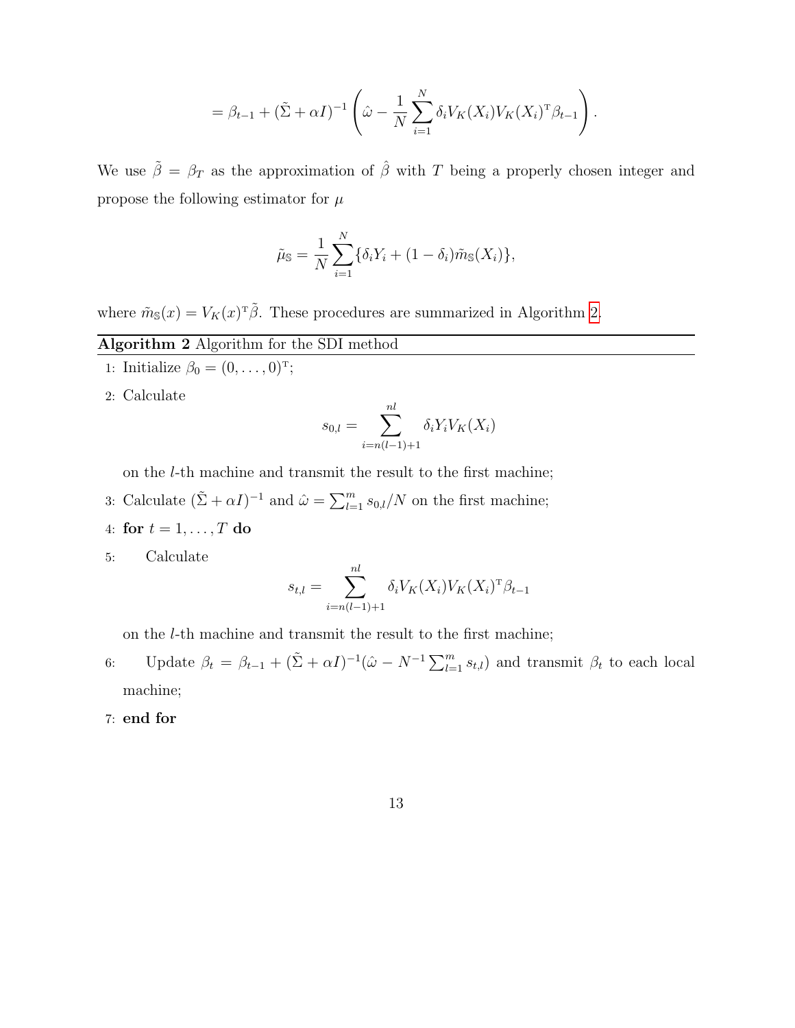$$= \beta_{t-1} + (\tilde{\Sigma} + \alpha I)^{-1} \left( \hat{\omega} - \frac{1}{N} \sum_{i=1}^{N} \delta_i V_K(X_i) V_K(X_i)^{\mathrm{T}} \beta_{t-1} \right).$$

We use $\tilde{\beta} = \beta_T$ as the approximation of $\hat{\beta}$ with $T$ being a properly chosen integer and propose the following estimator for $\mu$

$$\tilde{\mu}_{\mathbb{S}} = \frac{1}{N} \sum_{i=1}^{N} \{\delta_i Y_i + (1 - \delta_i) \tilde{m}_{\mathbb{S}}(X_i)\},$$

where $\tilde{m}_{\mathbb{S}}(x) = V_K(x)^{\mathrm{T}} \tilde{\beta}$. These procedures are summarized in Algorithm 2.

---

**Algorithm 2** Algorithm for the SDI method

---

1: Initialize $\beta_0 = (0, \ldots, 0)^{\mathrm{T}}$;

2: Calculate

$$s_{0,l} = \sum_{i=n(l-1)+1}^{nl} \delta_i Y_i V_K(X_i)$$

on the $l$-th machine and transmit the result to the first machine;

3: Calculate $(\tilde{\Sigma} + \alpha I)^{-1}$ and $\hat{\omega} = \sum_{l=1}^{m} s_{0,l}/N$ on the first machine;

4: **for** $t = 1, \ldots, T$ **do**

5: Calculate

$$s_{t,l} = \sum_{i=n(l-1)+1}^{nl} \delta_i V_K(X_i) V_K(X_i)^{\mathrm{T}} \beta_{t-1}$$

on the $l$-th machine and transmit the result to the first machine;

6: Update $\beta_t = \beta_{t-1} + (\tilde{\Sigma} + \alpha I)^{-1}(\hat{\omega} - N^{-1} \sum_{l=1}^{m} s_{t,l})$ and transmit $\beta_t$ to each local machine;

7: **end for**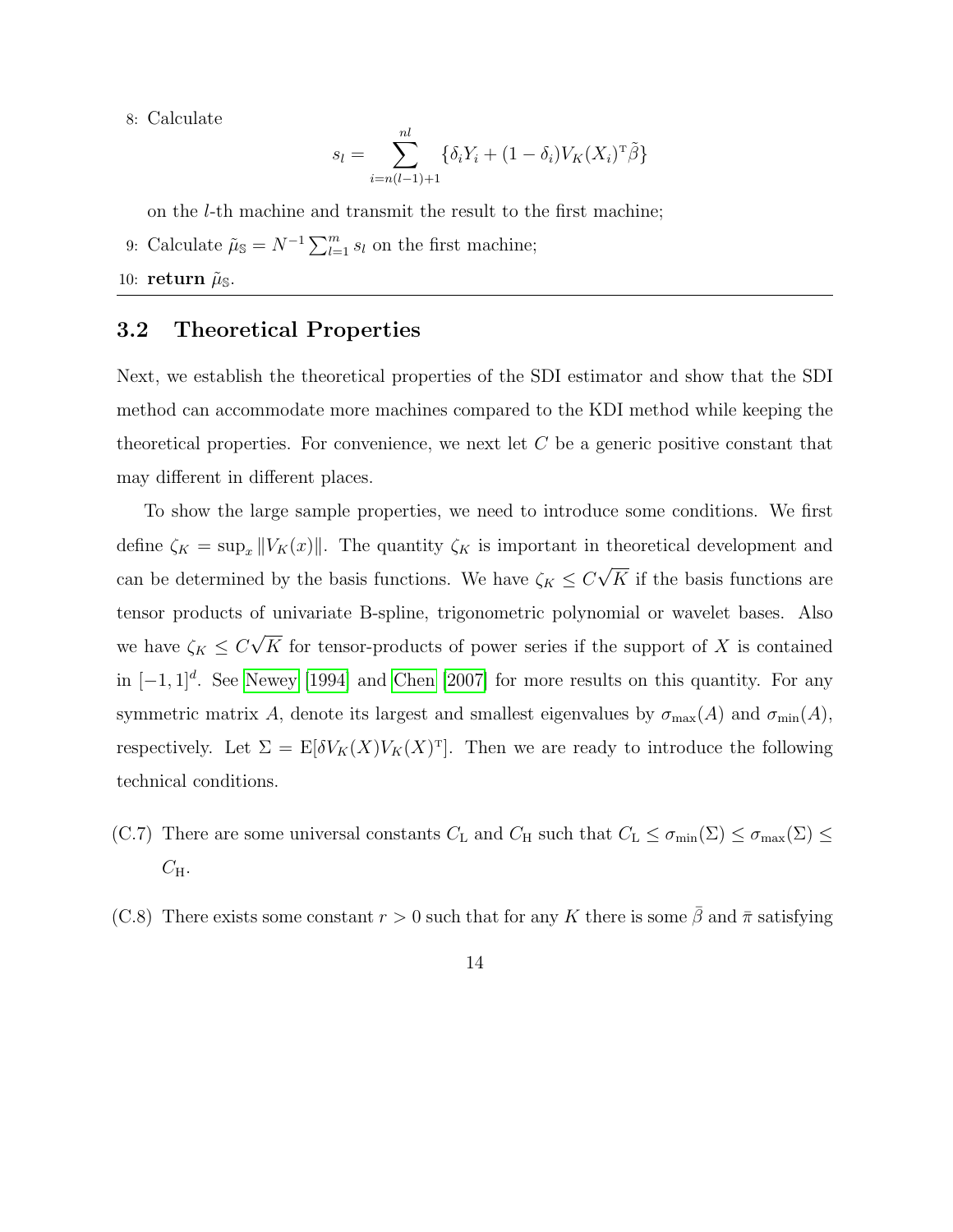8: Calculate

$$s_l = \sum_{i=n(l-1)+1}^{nl} \{\delta_i Y_i + (1-\delta_i) V_K(X_i)^{\mathrm{T}} \tilde{\beta}\}$$

on the $l$-th machine and transmit the result to the first machine;

9: Calculate $\tilde{\mu}_{\mathbb{S}} = N^{-1} \sum_{l=1}^{m} s_l$ on the first machine;

10: **return** $\tilde{\mu}_{\mathbb{S}}$.

## 3.2 Theoretical Properties

Next, we establish the theoretical properties of the SDI estimator and show that the SDI method can accommodate more machines compared to the KDI method while keeping the theoretical properties. For convenience, we next let $C$ be a generic positive constant that may different in different places.

To show the large sample properties, we need to introduce some conditions. We first define $\zeta_K = \sup_x \|V_K(x)\|$. The quantity $\zeta_K$ is important in theoretical development and can be determined by the basis functions. We have $\zeta_K \leq C\sqrt{K}$ if the basis functions are tensor products of univariate B-spline, trigonometric polynomial or wavelet bases. Also we have $\zeta_K \leq C\sqrt{K}$ for tensor-products of power series if the support of $X$ is contained in $[-1,1]^d$. See Newey [1994] and Chen [2007] for more results on this quantity. For any symmetric matrix $A$, denote its largest and smallest eigenvalues by $\sigma_{\max}(A)$ and $\sigma_{\min}(A)$, respectively. Let $\Sigma = \mathrm{E}[\delta V_K(X) V_K(X)^{\mathrm{T}}]$. Then we are ready to introduce the following technical conditions.

(C.7) There are some universal constants $C_{\mathrm{L}}$ and $C_{\mathrm{H}}$ such that $C_{\mathrm{L}} \leq \sigma_{\min}(\Sigma) \leq \sigma_{\max}(\Sigma) \leq C_{\mathrm{H}}$.

(C.8) There exists some constant $r > 0$ such that for any $K$ there is some $\bar{\beta}$ and $\bar{\pi}$ satisfying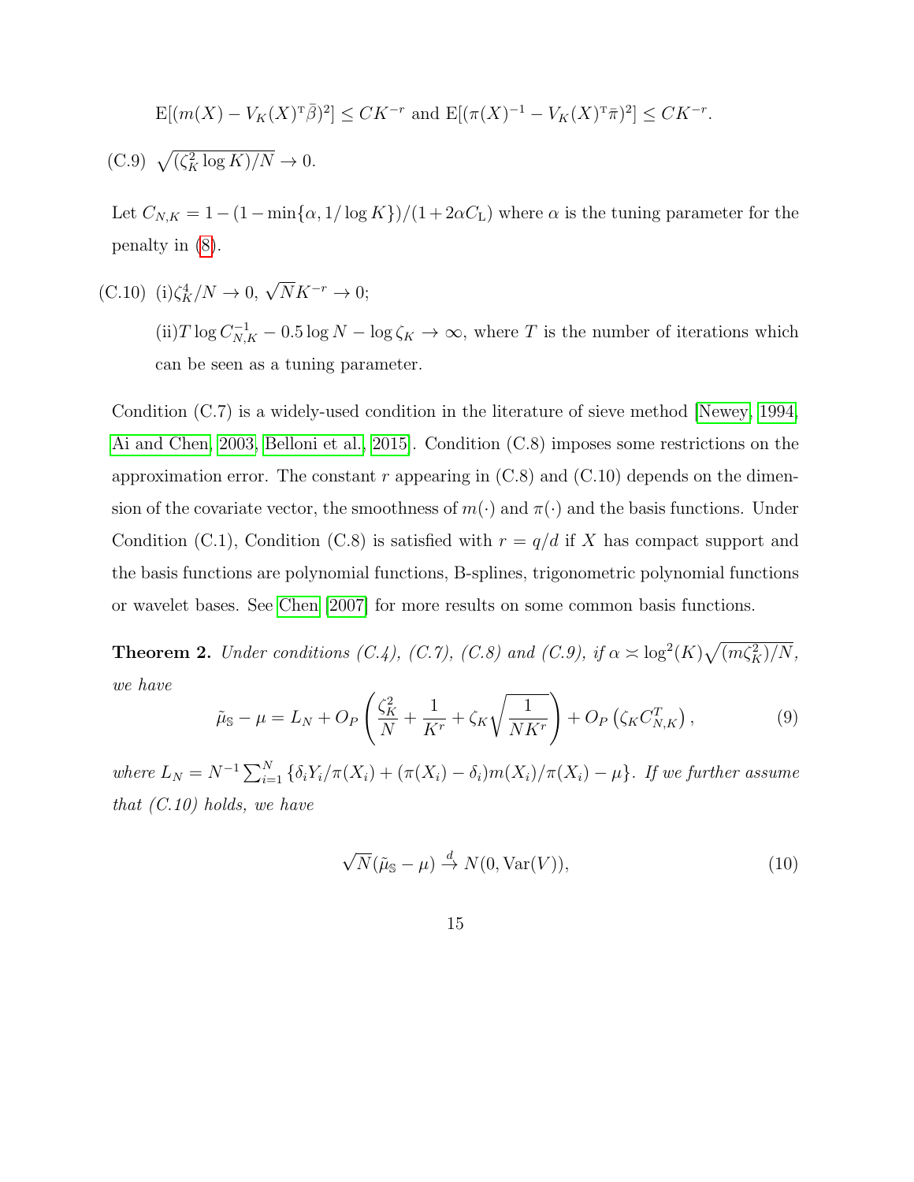$$\mathrm{E}[(m(X) - V_K(X)^{\mathrm{T}}\bar{\beta})^2] \leq CK^{-r} \text{ and } \mathrm{E}[(\pi(X)^{-1} - V_K(X)^{\mathrm{T}}\bar{\pi})^2] \leq CK^{-r}.$$

(C.9) $\sqrt{(\zeta_K^2 \log K)/N} \to 0.$

Let $C_{N,K} = 1 - (1 - \min\{\alpha, 1/\log K\})/(1 + 2\alpha C_{\mathrm{L}})$ where $\alpha$ is the tuning parameter for the penalty in (8).

(C.10) (i)$\zeta_K^4/N \to 0$, $\sqrt{N}K^{-r} \to 0$;

(ii)$T \log C_{N,K}^{-1} - 0.5 \log N - \log \zeta_K \to \infty$, where $T$ is the number of iterations which can be seen as a tuning parameter.

Condition (C.7) is a widely-used condition in the literature of sieve method [Newey, 1994, Ai and Chen, 2003, Belloni et al., 2015]. Condition (C.8) imposes some restrictions on the approximation error. The constant $r$ appearing in (C.8) and (C.10) depends on the dimension of the covariate vector, the smoothness of $m(\cdot)$ and $\pi(\cdot)$ and the basis functions. Under Condition (C.1), Condition (C.8) is satisfied with $r = q/d$ if $X$ has compact support and the basis functions are polynomial functions, B-splines, trigonometric polynomial functions or wavelet bases. See Chen [2007] for more results on some common basis functions.

**Theorem 2.** *Under conditions (C.4), (C.7), (C.8) and (C.9), if* $\alpha \asymp \log^2(K)\sqrt{(m\zeta_K^2)/N}$*, we have*

$$\tilde{\mu}_{\mathbb{S}} - \mu = L_N + O_P\left(\frac{\zeta_K^2}{N} + \frac{1}{K^r} + \zeta_K\sqrt{\frac{1}{NK^r}}\right) + O_P\left(\zeta_K C_{N,K}^T\right), \tag{9}$$

*where* $L_N = N^{-1}\sum_{i=1}^N \{\delta_i Y_i/\pi(X_i) + (\pi(X_i) - \delta_i)m(X_i)/\pi(X_i) - \mu\}$*. If we further assume that (C.10) holds, we have*

$$\sqrt{N}(\tilde{\mu}_{\mathbb{S}} - \mu) \xrightarrow{d} N(0, \mathrm{Var}(V)), \tag{10}$$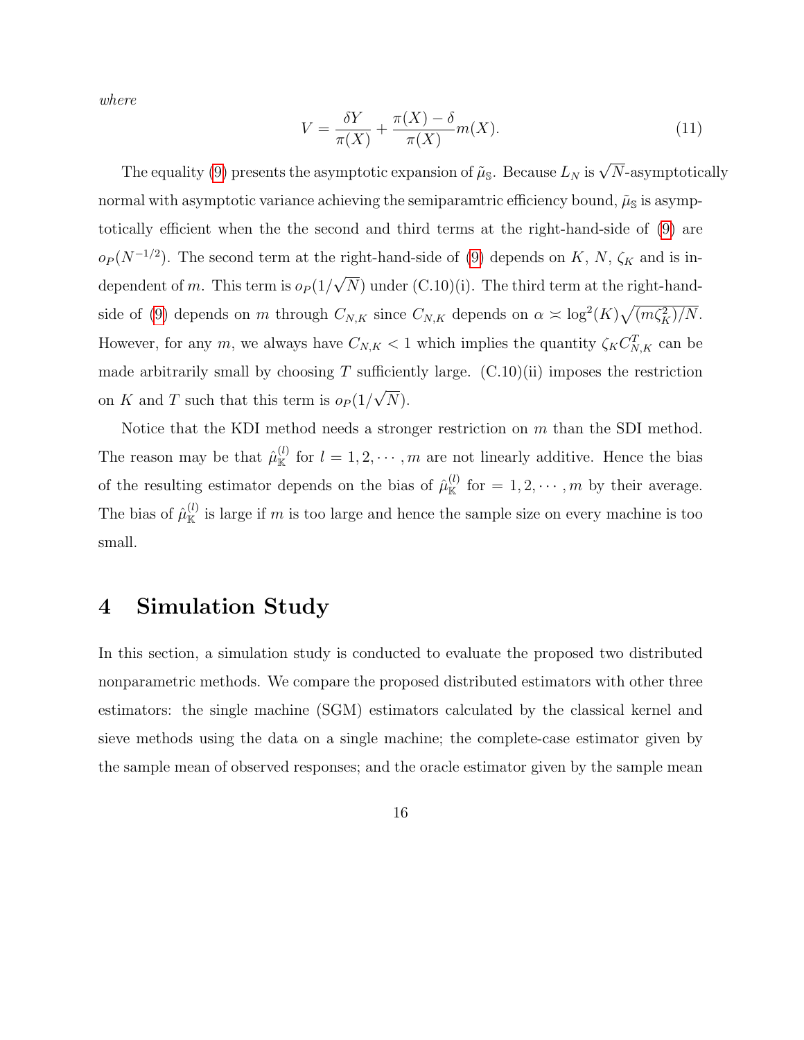*where*

$$V = \frac{\delta Y}{\pi(X)} + \frac{\pi(X) - \delta}{\pi(X)} m(X). \tag{11}$$

The equality (9) presents the asymptotic expansion of $\tilde{\mu}_{\mathbb{S}}$. Because $L_N$ is $\sqrt{N}$-asymptotically normal with asymptotic variance achieving the semiparamtric efficiency bound, $\tilde{\mu}_{\mathbb{S}}$ is asymptotically efficient when the the second and third terms at the right-hand-side of (9) are $o_P(N^{-1/2})$. The second term at the right-hand-side of (9) depends on $K$, $N$, $\zeta_K$ and is independent of $m$. This term is $o_P(1/\sqrt{N})$ under (C.10)(i). The third term at the right-hand-side of (9) depends on $m$ through $C_{N,K}$ since $C_{N,K}$ depends on $\alpha \asymp \log^2(K)\sqrt{(m\zeta_K^2)/N}$. However, for any $m$, we always have $C_{N,K} < 1$ which implies the quantity $\zeta_K C_{N,K}^T$ can be made arbitrarily small by choosing $T$ sufficiently large. (C.10)(ii) imposes the restriction on $K$ and $T$ such that this term is $o_P(1/\sqrt{N})$.

Notice that the KDI method needs a stronger restriction on $m$ than the SDI method. The reason may be that $\hat{\mu}_{\mathbb{K}}^{(l)}$ for $l = 1, 2, \cdots, m$ are not linearly additive. Hence the bias of the resulting estimator depends on the bias of $\hat{\mu}_{\mathbb{K}}^{(l)}$ for $= 1, 2, \cdots, m$ by their average. The bias of $\hat{\mu}_{\mathbb{K}}^{(l)}$ is large if $m$ is too large and hence the sample size on every machine is too small.

# 4 Simulation Study

In this section, a simulation study is conducted to evaluate the proposed two distributed nonparametric methods. We compare the proposed distributed estimators with other three estimators: the single machine (SGM) estimators calculated by the classical kernel and sieve methods using the data on a single machine; the complete-case estimator given by the sample mean of observed responses; and the oracle estimator given by the sample mean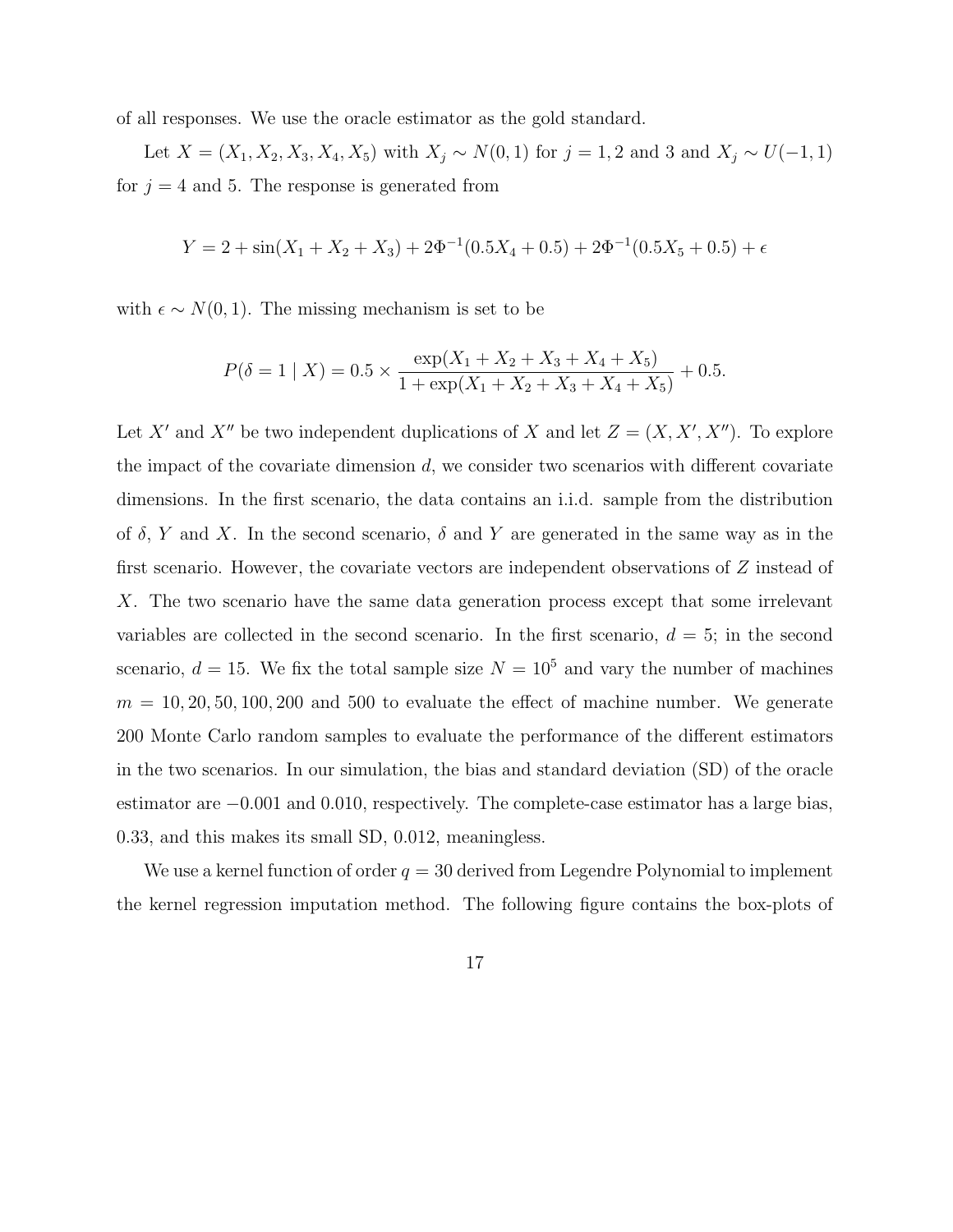of all responses. We use the oracle estimator as the gold standard.

Let $X = (X_1, X_2, X_3, X_4, X_5)$ with $X_j \sim N(0, 1)$ for $j = 1, 2$ and 3 and $X_j \sim U(-1, 1)$ for $j = 4$ and 5. The response is generated from

$$Y = 2 + \sin(X_1 + X_2 + X_3) + 2\Phi^{-1}(0.5X_4 + 0.5) + 2\Phi^{-1}(0.5X_5 + 0.5) + \epsilon$$

with $\epsilon \sim N(0, 1)$. The missing mechanism is set to be

$$P(\delta = 1 \mid X) = 0.5 \times \frac{\exp(X_1 + X_2 + X_3 + X_4 + X_5)}{1 + \exp(X_1 + X_2 + X_3 + X_4 + X_5)} + 0.5.$$

Let $X'$ and $X''$ be two independent duplications of $X$ and let $Z = (X, X', X'')$. To explore the impact of the covariate dimension $d$, we consider two scenarios with different covariate dimensions. In the first scenario, the data contains an i.i.d. sample from the distribution of $\delta$, $Y$ and $X$. In the second scenario, $\delta$ and $Y$ are generated in the same way as in the first scenario. However, the covariate vectors are independent observations of $Z$ instead of $X$. The two scenario have the same data generation process except that some irrelevant variables are collected in the second scenario. In the first scenario, $d = 5$; in the second scenario, $d = 15$. We fix the total sample size $N = 10^5$ and vary the number of machines $m = 10, 20, 50, 100, 200$ and 500 to evaluate the effect of machine number. We generate 200 Monte Carlo random samples to evaluate the performance of the different estimators in the two scenarios. In our simulation, the bias and standard deviation (SD) of the oracle estimator are $-0.001$ and 0.010, respectively. The complete-case estimator has a large bias, 0.33, and this makes its small SD, 0.012, meaningless.

We use a kernel function of order $q = 30$ derived from Legendre Polynomial to implement the kernel regression imputation method. The following figure contains the box-plots of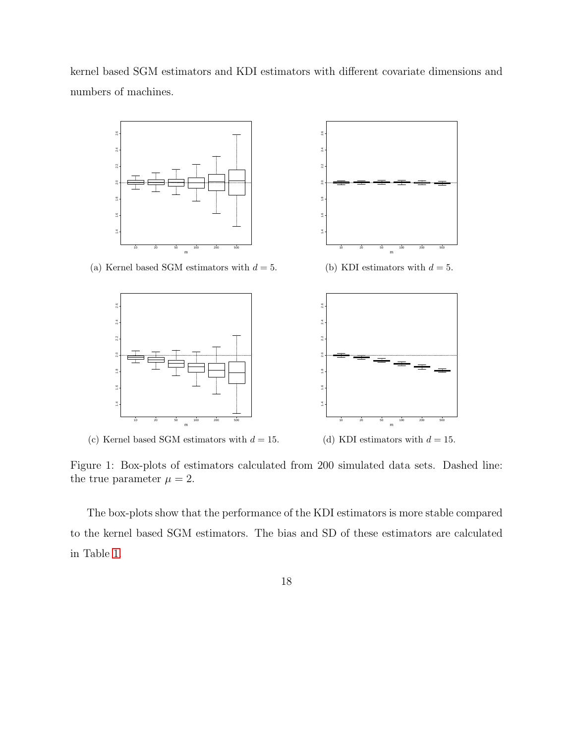kernel based SGM estimators and KDI estimators with different covariate dimensions and numbers of machines.

(a) Kernel based SGM estimators with $d = 5$.

(b) KDI estimators with $d = 5$.

(c) Kernel based SGM estimators with $d = 15$.

(d) KDI estimators with $d = 15$.

Figure 1: Box-plots of estimators calculated from 200 simulated data sets. Dashed line: the true parameter $\mu = 2$.

The box-plots show that the performance of the KDI estimators is more stable compared to the kernel based SGM estimators. The bias and SD of these estimators are calculated in Table 1.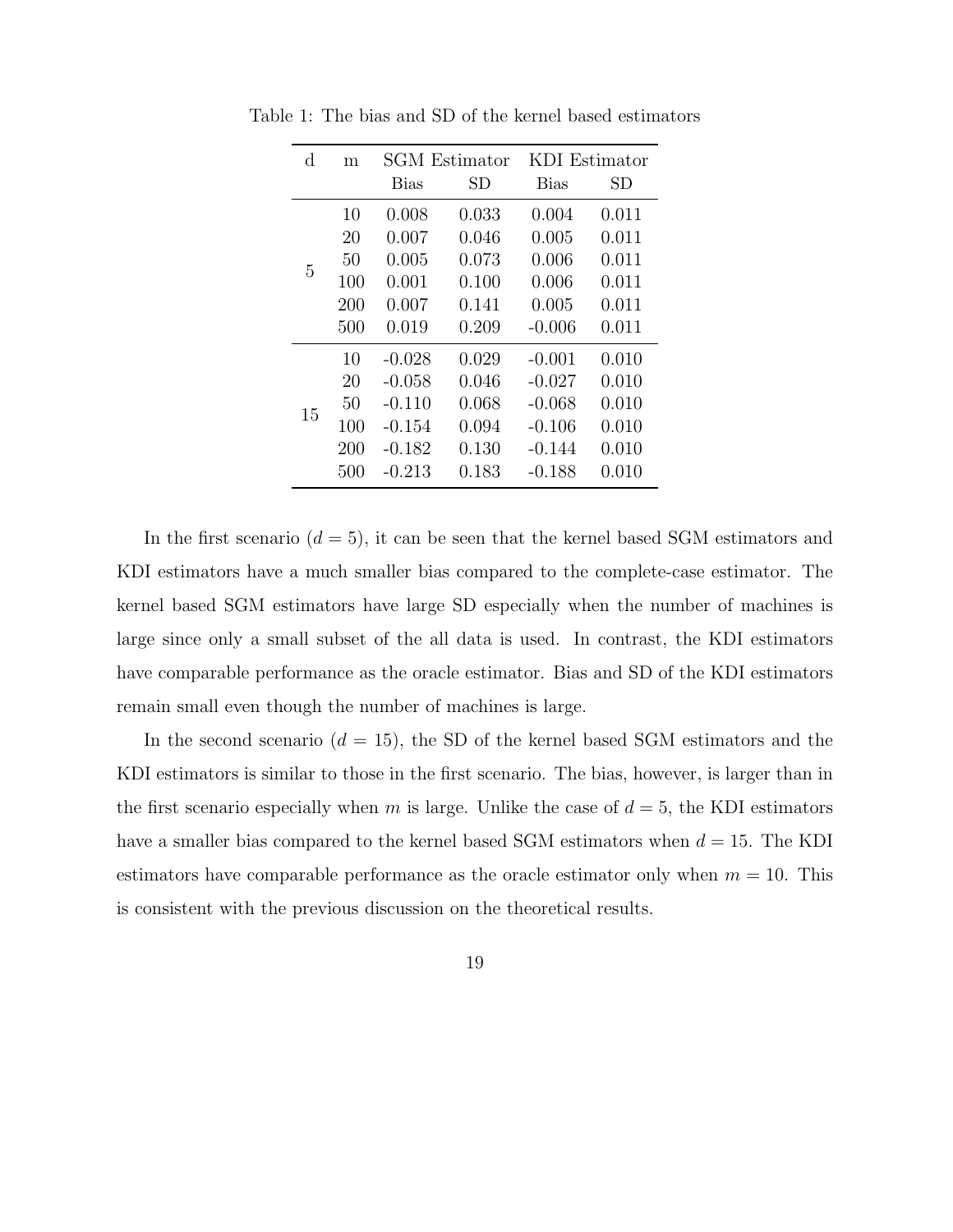Table 1: The bias and SD of the kernel based estimators

| d | m | SGM Estimator | | KDI Estimator | |
|---|---|---|---|---|---|
| | | Bias | SD | Bias | SD |
| 5 | 10 | 0.008 | 0.033 | 0.004 | 0.011 |
| | 20 | 0.007 | 0.046 | 0.005 | 0.011 |
| | 50 | 0.005 | 0.073 | 0.006 | 0.011 |
| | 100 | 0.001 | 0.100 | 0.006 | 0.011 |
| | 200 | 0.007 | 0.141 | 0.005 | 0.011 |
| | 500 | 0.019 | 0.209 | -0.006 | 0.011 |
| 15 | 10 | -0.028 | 0.029 | -0.001 | 0.010 |
| | 20 | -0.058 | 0.046 | -0.027 | 0.010 |
| | 50 | -0.110 | 0.068 | -0.068 | 0.010 |
| | 100 | -0.154 | 0.094 | -0.106 | 0.010 |
| | 200 | -0.182 | 0.130 | -0.144 | 0.010 |
| | 500 | -0.213 | 0.183 | -0.188 | 0.010 |

In the first scenario ($d = 5$), it can be seen that the kernel based SGM estimators and KDI estimators have a much smaller bias compared to the complete-case estimator. The kernel based SGM estimators have large SD especially when the number of machines is large since only a small subset of the all data is used. In contrast, the KDI estimators have comparable performance as the oracle estimator. Bias and SD of the KDI estimators remain small even though the number of machines is large.

In the second scenario ($d = 15$), the SD of the kernel based SGM estimators and the KDI estimators is similar to those in the first scenario. The bias, however, is larger than in the first scenario especially when $m$ is large. Unlike the case of $d = 5$, the KDI estimators have a smaller bias compared to the kernel based SGM estimators when $d = 15$. The KDI estimators have comparable performance as the oracle estimator only when $m = 10$. This is consistent with the previous discussion on the theoretical results.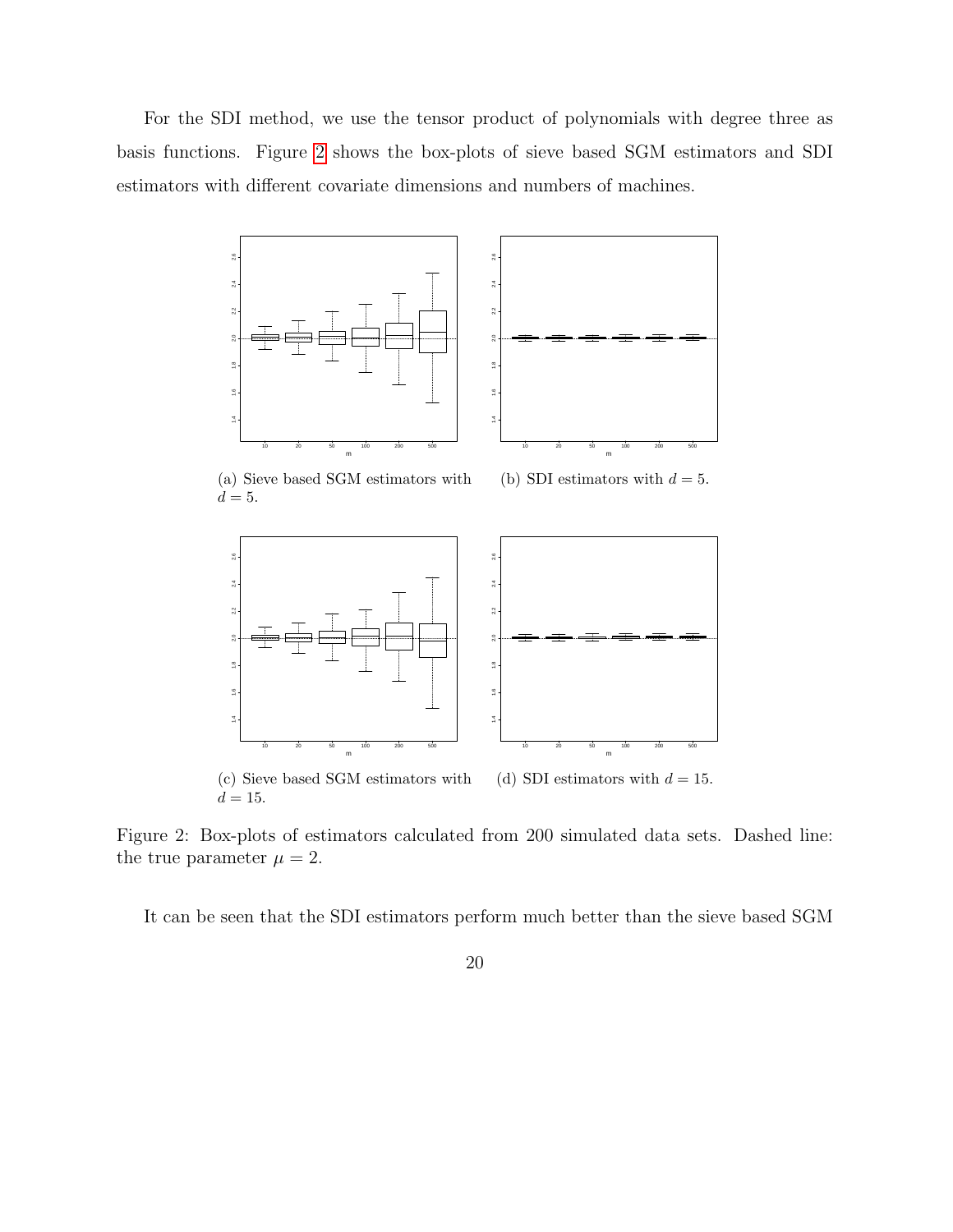For the SDI method, we use the tensor product of polynomials with degree three as basis functions. Figure 2 shows the box-plots of sieve based SGM estimators and SDI estimators with different covariate dimensions and numbers of machines.

(a) Sieve based SGM estimators with $d = 5$.

(b) SDI estimators with $d = 5$.

(c) Sieve based SGM estimators with $d = 15$.

(d) SDI estimators with $d = 15$.

Figure 2: Box-plots of estimators calculated from 200 simulated data sets. Dashed line: the true parameter $\mu = 2$.

It can be seen that the SDI estimators perform much better than the sieve based SGM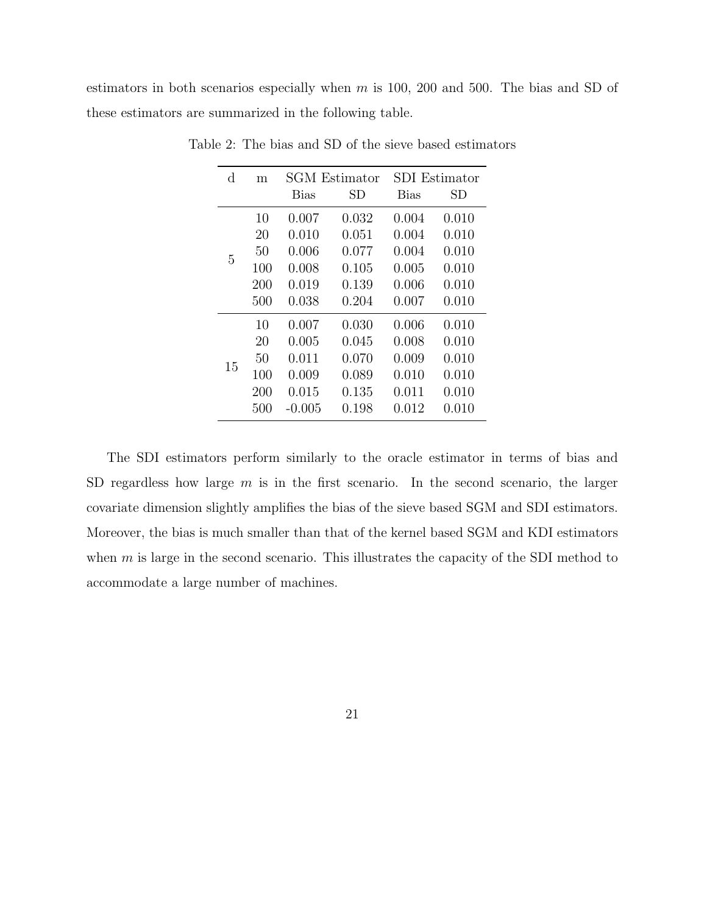estimators in both scenarios especially when $m$ is 100, 200 and 500. The bias and SD of these estimators are summarized in the following table.

Table 2: The bias and SD of the sieve based estimators

| d | m | SGM Estimator | | SDI Estimator | |
|---|---|---|---|---|---|
| | | Bias | SD | Bias | SD |
| 5 | 10 | 0.007 | 0.032 | 0.004 | 0.010 |
| | 20 | 0.010 | 0.051 | 0.004 | 0.010 |
| | 50 | 0.006 | 0.077 | 0.004 | 0.010 |
| | 100 | 0.008 | 0.105 | 0.005 | 0.010 |
| | 200 | 0.019 | 0.139 | 0.006 | 0.010 |
| | 500 | 0.038 | 0.204 | 0.007 | 0.010 |
| 15 | 10 | 0.007 | 0.030 | 0.006 | 0.010 |
| | 20 | 0.005 | 0.045 | 0.008 | 0.010 |
| | 50 | 0.011 | 0.070 | 0.009 | 0.010 |
| | 100 | 0.009 | 0.089 | 0.010 | 0.010 |
| | 200 | 0.015 | 0.135 | 0.011 | 0.010 |
| | 500 | -0.005 | 0.198 | 0.012 | 0.010 |

The SDI estimators perform similarly to the oracle estimator in terms of bias and SD regardless how large $m$ is in the first scenario. In the second scenario, the larger covariate dimension slightly amplifies the bias of the sieve based SGM and SDI estimators. Moreover, the bias is much smaller than that of the kernel based SGM and KDI estimators when $m$ is large in the second scenario. This illustrates the capacity of the SDI method to accommodate a large number of machines.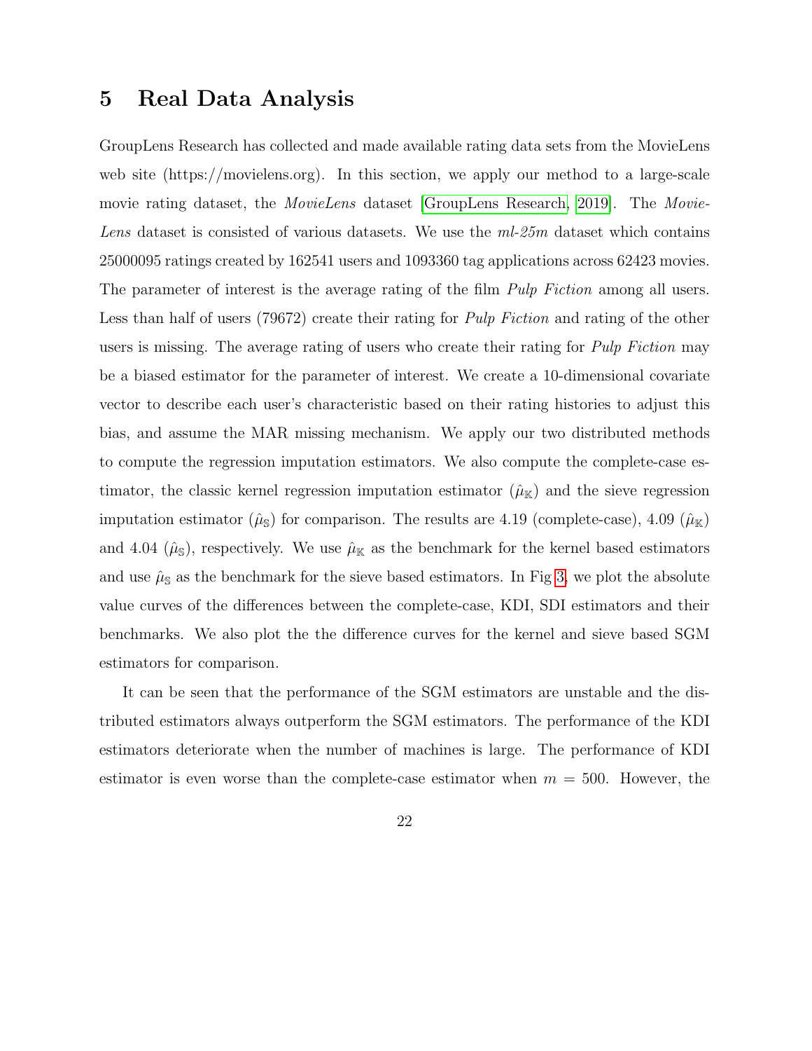# 5 Real Data Analysis

GroupLens Research has collected and made available rating data sets from the MovieLens web site (https://movielens.org). In this section, we apply our method to a large-scale movie rating dataset, the *MovieLens* dataset [GroupLens Research, 2019]. The *MovieLens* dataset is consisted of various datasets. We use the *ml-25m* dataset which contains 25000095 ratings created by 162541 users and 1093360 tag applications across 62423 movies. The parameter of interest is the average rating of the film *Pulp Fiction* among all users. Less than half of users (79672) create their rating for *Pulp Fiction* and rating of the other users is missing. The average rating of users who create their rating for *Pulp Fiction* may be a biased estimator for the parameter of interest. We create a 10-dimensional covariate vector to describe each user's characteristic based on their rating histories to adjust this bias, and assume the MAR missing mechanism. We apply our two distributed methods to compute the regression imputation estimators. We also compute the complete-case estimator, the classic kernel regression imputation estimator ($\hat{\mu}_{\mathbb{K}}$) and the sieve regression imputation estimator ($\hat{\mu}_{\mathbb{S}}$) for comparison. The results are 4.19 (complete-case), 4.09 ($\hat{\mu}_{\mathbb{K}}$) and 4.04 ($\hat{\mu}_{\mathbb{S}}$), respectively. We use $\hat{\mu}_{\mathbb{K}}$ as the benchmark for the kernel based estimators and use $\hat{\mu}_{\mathbb{S}}$ as the benchmark for the sieve based estimators. In Fig 3, we plot the absolute value curves of the differences between the complete-case, KDI, SDI estimators and their benchmarks. We also plot the the difference curves for the kernel and sieve based SGM estimators for comparison.

It can be seen that the performance of the SGM estimators are unstable and the distributed estimators always outperform the SGM estimators. The performance of the KDI estimators deteriorate when the number of machines is large. The performance of KDI estimator is even worse than the complete-case estimator when $m = 500$. However, the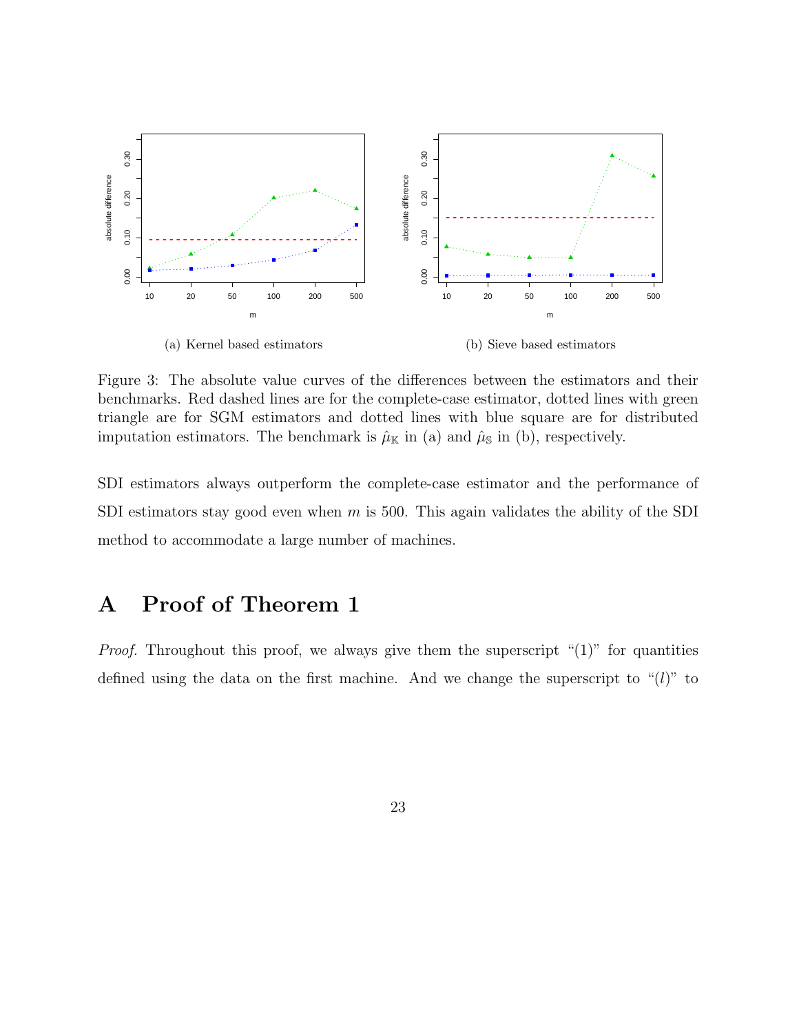(a) Kernel based estimators

(b) Sieve based estimators

Figure 3: The absolute value curves of the differences between the estimators and their benchmarks. Red dashed lines are for the complete-case estimator, dotted lines with green triangle are for SGM estimators and dotted lines with blue square are for distributed imputation estimators. The benchmark is $\hat{\mu}_{\mathbb{K}}$ in (a) and $\hat{\mu}_{\mathbb{S}}$ in (b), respectively.

SDI estimators always outperform the complete-case estimator and the performance of SDI estimators stay good even when $m$ is 500. This again validates the ability of the SDI method to accommodate a large number of machines.

# A Proof of Theorem 1

*Proof.* Throughout this proof, we always give them the superscript "(1)" for quantities defined using the data on the first machine. And we change the superscript to "$(l)$" to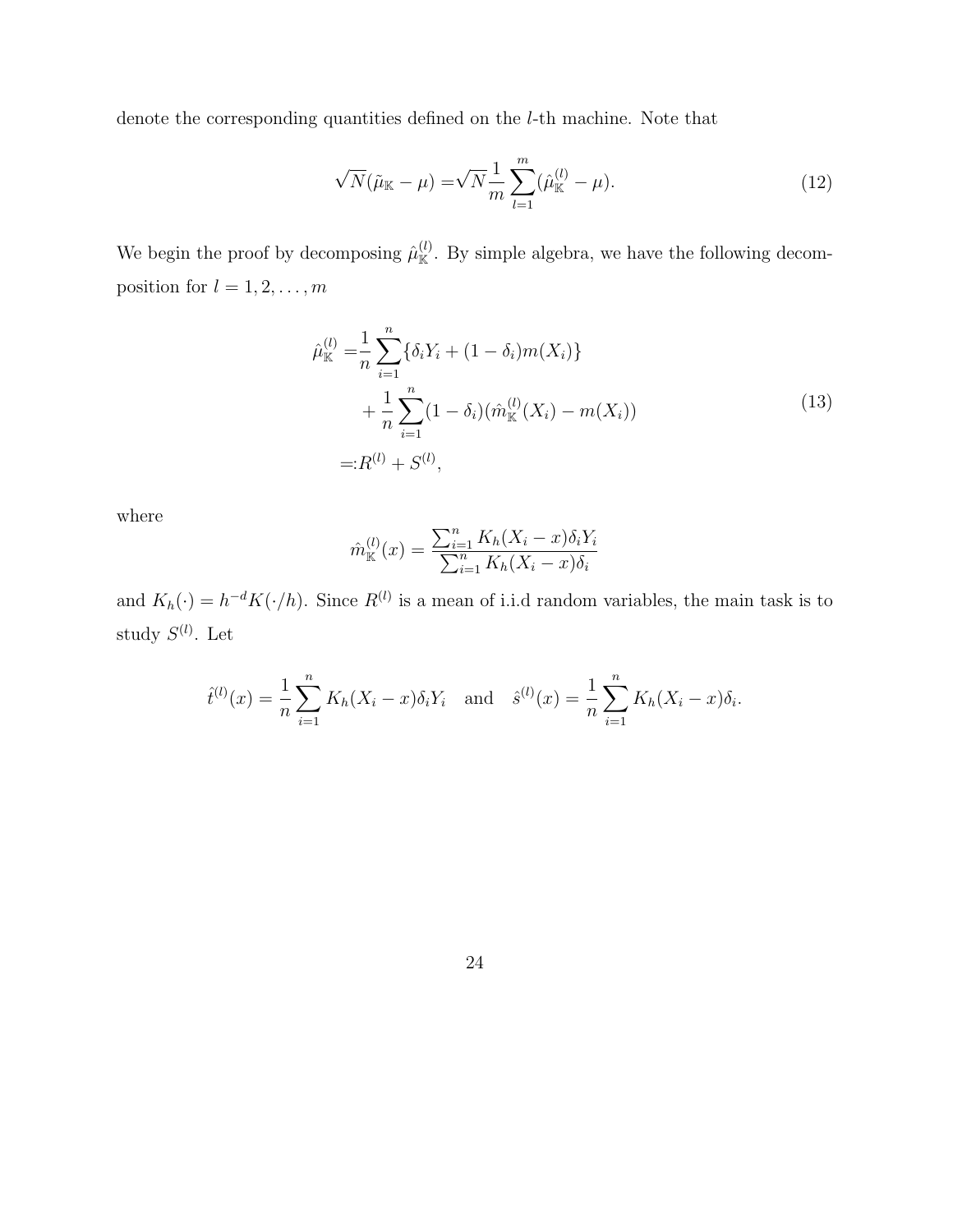denote the corresponding quantities defined on the $l$-th machine. Note that

$$\sqrt{N}(\tilde{\mu}_{\mathbb{K}} - \mu) = \sqrt{N}\frac{1}{m}\sum_{l=1}^{m}(\hat{\mu}_{\mathbb{K}}^{(l)} - \mu). \tag{12}$$

We begin the proof by decomposing $\hat{\mu}_{\mathbb{K}}^{(l)}$. By simple algebra, we have the following decomposition for $l = 1, 2, \ldots, m$

$$\begin{aligned}
\hat{\mu}_{\mathbb{K}}^{(l)} =& \frac{1}{n}\sum_{i=1}^{n}\{\delta_i Y_i + (1-\delta_i)m(X_i)\} \\
&+ \frac{1}{n}\sum_{i=1}^{n}(1-\delta_i)(\hat{m}_{\mathbb{K}}^{(l)}(X_i) - m(X_i)) \\
=:& R^{(l)} + S^{(l)},
\end{aligned} \tag{13}$$

where

$$\hat{m}_{\mathbb{K}}^{(l)}(x) = \frac{\sum_{i=1}^{n} K_h(X_i - x)\delta_i Y_i}{\sum_{i=1}^{n} K_h(X_i - x)\delta_i}$$

and $K_h(\cdot) = h^{-d}K(\cdot/h)$. Since $R^{(l)}$ is a mean of i.i.d random variables, the main task is to study $S^{(l)}$. Let

$$\hat{t}^{(l)}(x) = \frac{1}{n}\sum_{i=1}^{n} K_h(X_i - x)\delta_i Y_i \quad \text{and} \quad \hat{s}^{(l)}(x) = \frac{1}{n}\sum_{i=1}^{n} K_h(X_i - x)\delta_i.$$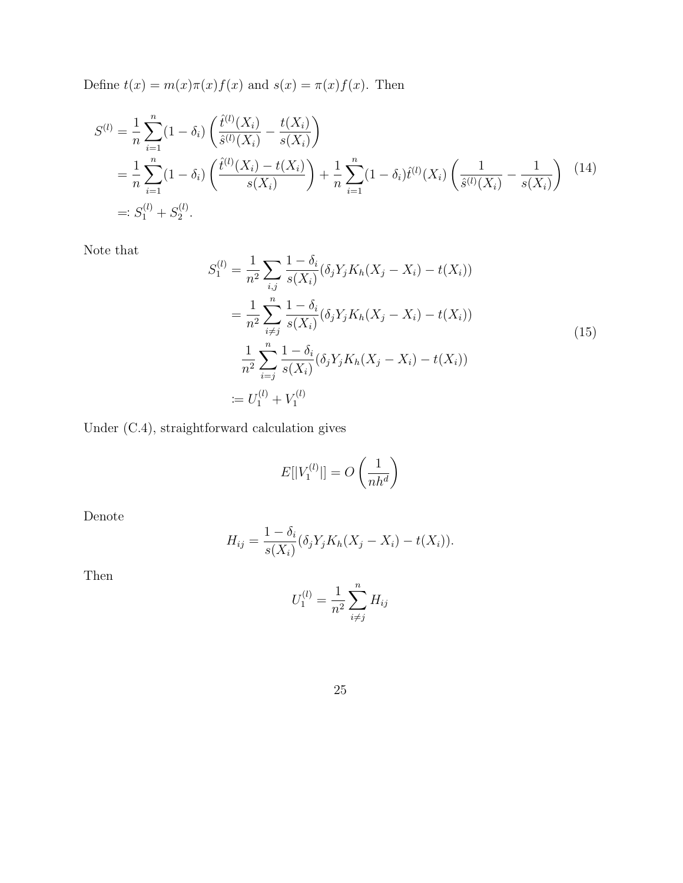Define $t(x) = m(x)\pi(x)f(x)$ and $s(x) = \pi(x)f(x)$. Then

$$
\begin{aligned}
S^{(l)} &= \frac{1}{n}\sum_{i=1}^{n}(1-\delta_i)\left(\frac{\hat{t}^{(l)}(X_i)}{\hat{s}^{(l)}(X_i)} - \frac{t(X_i)}{s(X_i)}\right) \\
&= \frac{1}{n}\sum_{i=1}^{n}(1-\delta_i)\left(\frac{\hat{t}^{(l)}(X_i) - t(X_i)}{s(X_i)}\right) + \frac{1}{n}\sum_{i=1}^{n}(1-\delta_i)\hat{t}^{(l)}(X_i)\left(\frac{1}{\hat{s}^{(l)}(X_i)} - \frac{1}{s(X_i)}\right) \\
&=: S_1^{(l)} + S_2^{(l)}.
\end{aligned} \tag{14}
$$

Note that

$$
\begin{aligned}
S_1^{(l)} &= \frac{1}{n^2}\sum_{i,j}\frac{1-\delta_i}{s(X_i)}(\delta_j Y_j K_h(X_j - X_i) - t(X_i)) \\
&= \frac{1}{n^2}\sum_{i\neq j}^{n}\frac{1-\delta_i}{s(X_i)}(\delta_j Y_j K_h(X_j - X_i) - t(X_i)) \\
&\quad \frac{1}{n^2}\sum_{i=j}^{n}\frac{1-\delta_i}{s(X_i)}(\delta_j Y_j K_h(X_j - X_i) - t(X_i)) \\
&\coloneqq U_1^{(l)} + V_1^{(l)}
\end{aligned} \tag{15}
$$

Under (C.4), straightforward calculation gives

$$
E[|V_1^{(l)}|] = O\left(\frac{1}{nh^d}\right)
$$

Denote

$$
H_{ij} = \frac{1-\delta_i}{s(X_i)}(\delta_j Y_j K_h(X_j - X_i) - t(X_i)).
$$

Then

$$
U_1^{(l)} = \frac{1}{n^2}\sum_{i\neq j}^{n} H_{ij}
$$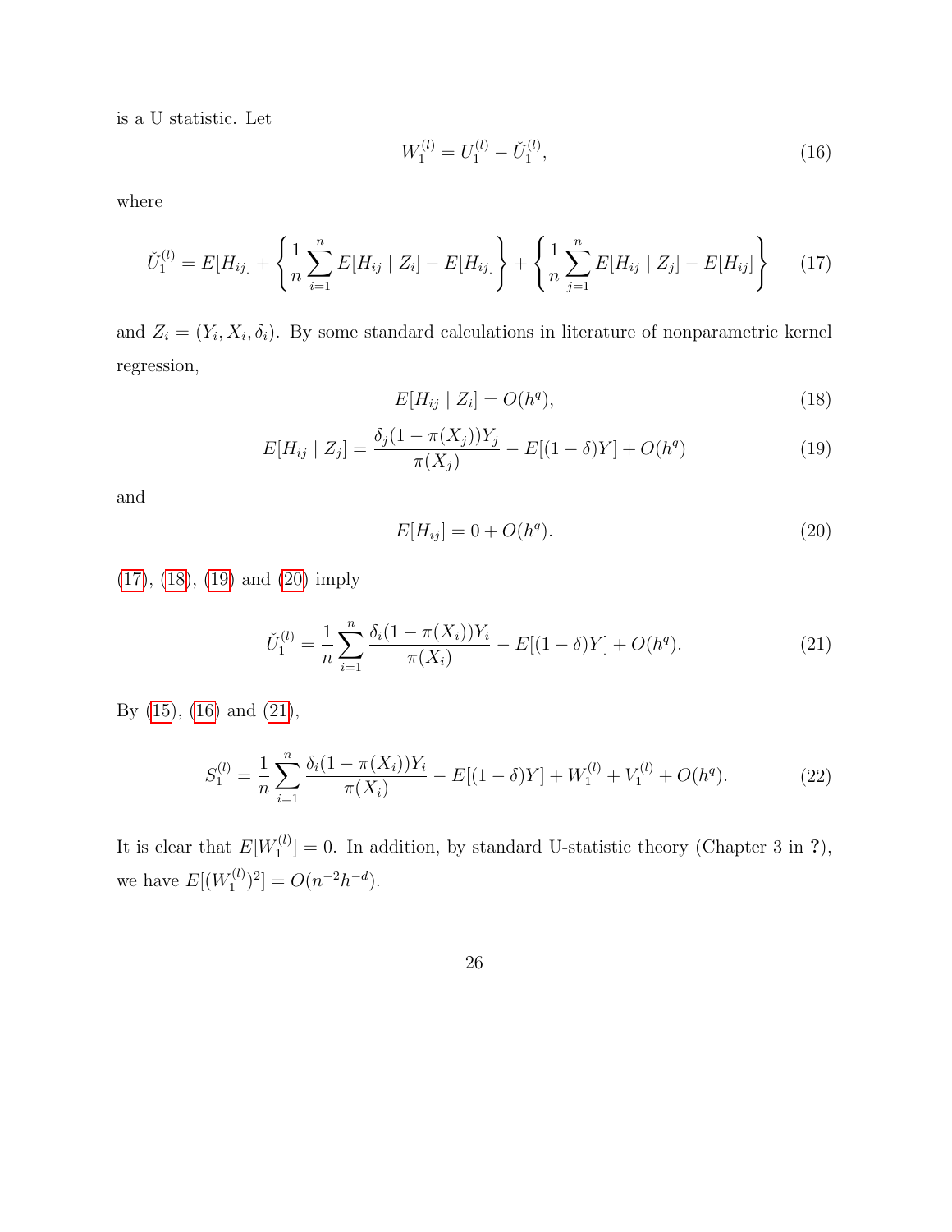is a U statistic. Let

$$W_1^{(l)} = U_1^{(l)} - \check{U}_1^{(l)}, \tag{16}$$

where

$$\check{U}_1^{(l)} = E[H_{ij}] + \left\{ \frac{1}{n} \sum_{i=1}^{n} E[H_{ij} \mid Z_i] - E[H_{ij}] \right\} + \left\{ \frac{1}{n} \sum_{j=1}^{n} E[H_{ij} \mid Z_j] - E[H_{ij}] \right\} \tag{17}$$

and $Z_i = (Y_i, X_i, \delta_i)$. By some standard calculations in literature of nonparametric kernel regression,

$$E[H_{ij} \mid Z_i] = O(h^q), \tag{18}$$

$$E[H_{ij} \mid Z_j] = \frac{\delta_j (1 - \pi(X_j)) Y_j}{\pi(X_j)} - E[(1-\delta)Y] + O(h^q) \tag{19}$$

and

$$E[H_{ij}] = 0 + O(h^q). \tag{20}$$

(17), (18), (19) and (20) imply

$$\check{U}_1^{(l)} = \frac{1}{n} \sum_{i=1}^{n} \frac{\delta_i (1 - \pi(X_i)) Y_i}{\pi(X_i)} - E[(1-\delta)Y] + O(h^q). \tag{21}$$

By (15), (16) and (21),

$$S_1^{(l)} = \frac{1}{n} \sum_{i=1}^{n} \frac{\delta_i (1 - \pi(X_i)) Y_i}{\pi(X_i)} - E[(1-\delta)Y] + W_1^{(l)} + V_1^{(l)} + O(h^q). \tag{22}$$

It is clear that $E[W_1^{(l)}] = 0$. In addition, by standard U-statistic theory (Chapter 3 in ?), we have $E[(W_1^{(l)})^2] = O(n^{-2}h^{-d})$.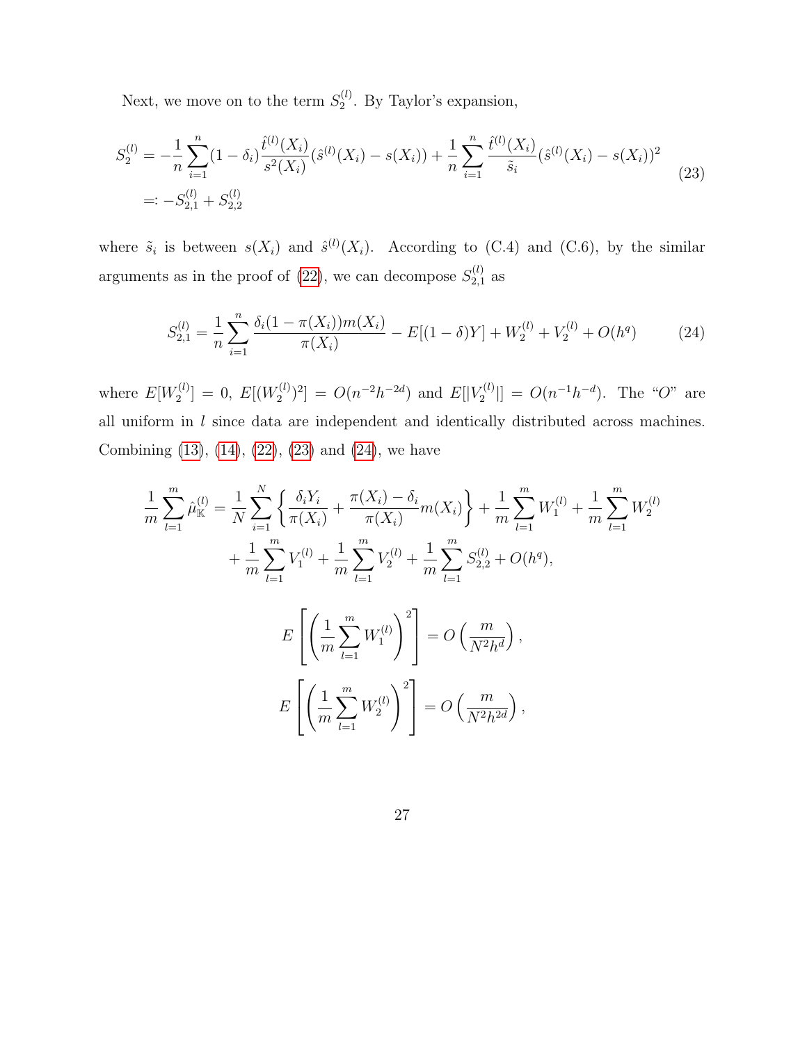Next, we move on to the term $S_2^{(l)}$. By Taylor's expansion,

$$
\begin{aligned}
S_2^{(l)} &= -\frac{1}{n}\sum_{i=1}^{n}(1-\delta_i)\frac{\hat{t}^{(l)}(X_i)}{s^2(X_i)}(\hat{s}^{(l)}(X_i) - s(X_i)) + \frac{1}{n}\sum_{i=1}^{n}\frac{\hat{t}^{(l)}(X_i)}{\tilde{s}_i}(\hat{s}^{(l)}(X_i) - s(X_i))^2 \\
&=: -S_{2,1}^{(l)} + S_{2,2}^{(l)}
\end{aligned}
\tag{23}
$$

where $\tilde{s}_i$ is between $s(X_i)$ and $\hat{s}^{(l)}(X_i)$. According to (C.4) and (C.6), by the similar arguments as in the proof of (22), we can decompose $S_{2,1}^{(l)}$ as

$$
S_{2,1}^{(l)} = \frac{1}{n}\sum_{i=1}^{n}\frac{\delta_i(1-\pi(X_i))m(X_i)}{\pi(X_i)} - E[(1-\delta)Y] + W_2^{(l)} + V_2^{(l)} + O(h^q) \tag{24}
$$

where $E[W_2^{(l)}] = 0$, $E[(W_2^{(l)})^2] = O(n^{-2}h^{-2d})$ and $E[|V_2^{(l)}|] = O(n^{-1}h^{-d})$. The "$O$" are all uniform in $l$ since data are independent and identically distributed across machines. Combining (13), (14), (22), (23) and (24), we have

$$
\begin{aligned}
\frac{1}{m}\sum_{l=1}^{m}\hat{\mu}_{\mathbb{K}}^{(l)} = \frac{1}{N}\sum_{i=1}^{N}&\left\{\frac{\delta_i Y_i}{\pi(X_i)} + \frac{\pi(X_i)-\delta_i}{\pi(X_i)}m(X_i)\right\} + \frac{1}{m}\sum_{l=1}^{m}W_1^{(l)} + \frac{1}{m}\sum_{l=1}^{m}W_2^{(l)} \\
&+ \frac{1}{m}\sum_{l=1}^{m}V_1^{(l)} + \frac{1}{m}\sum_{l=1}^{m}V_2^{(l)} + \frac{1}{m}\sum_{l=1}^{m}S_{2,2}^{(l)} + O(h^q),
\end{aligned}
$$

$$
E\left[\left(\frac{1}{m}\sum_{l=1}^{m}W_1^{(l)}\right)^2\right] = O\left(\frac{m}{N^2h^d}\right),
$$

$$
E\left[\left(\frac{1}{m}\sum_{l=1}^{m}W_2^{(l)}\right)^2\right] = O\left(\frac{m}{N^2h^{2d}}\right),
$$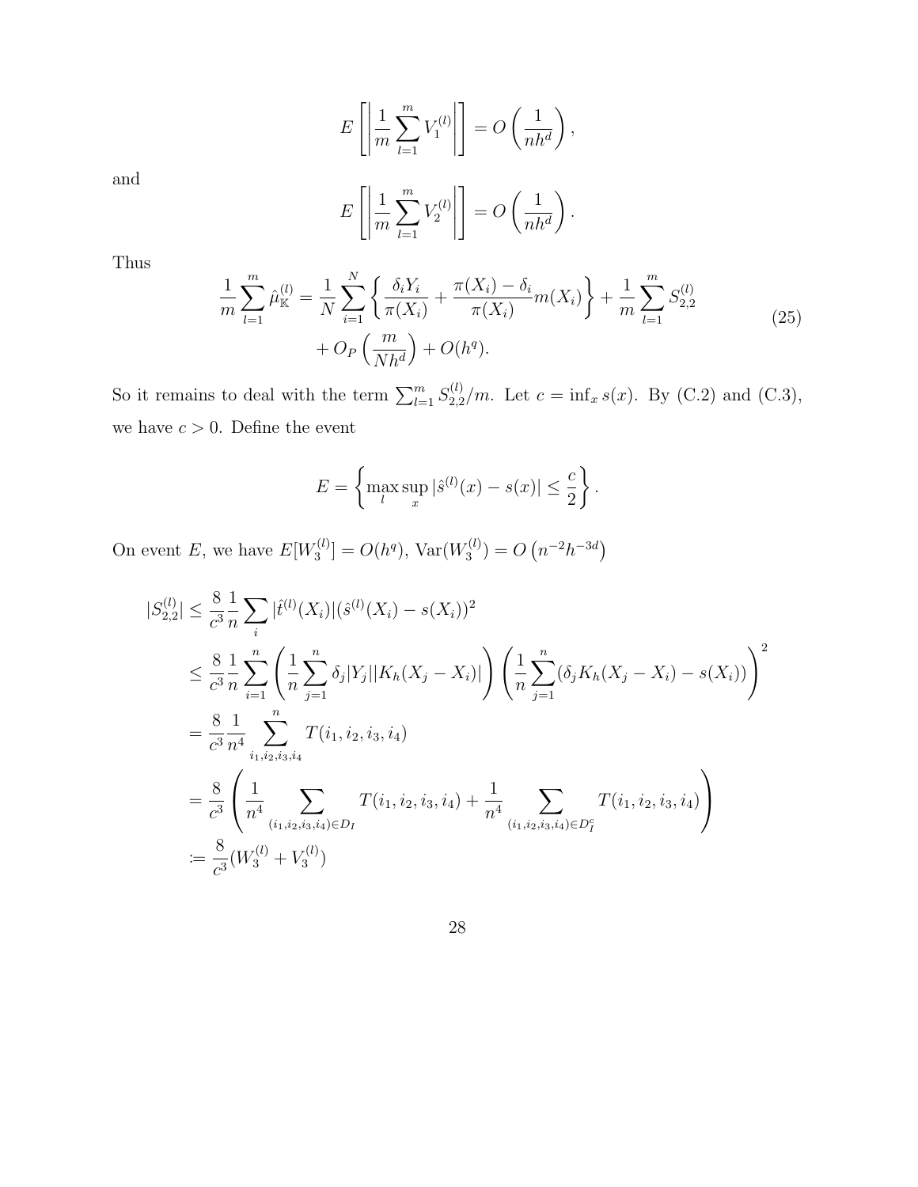$$E\left[\left|\frac{1}{m}\sum_{l=1}^{m} V_1^{(l)}\right|\right] = O\left(\frac{1}{nh^d}\right),$$

and

$$E\left[\left|\frac{1}{m}\sum_{l=1}^{m} V_2^{(l)}\right|\right] = O\left(\frac{1}{nh^d}\right).$$

Thus

$$\begin{aligned}\frac{1}{m}\sum_{l=1}^{m}\hat{\mu}_{\mathbb{K}}^{(l)} = \frac{1}{N}\sum_{i=1}^{N}\left\{\frac{\delta_i Y_i}{\pi(X_i)} + \frac{\pi(X_i)-\delta_i}{\pi(X_i)}m(X_i)\right\} + \frac{1}{m}\sum_{l=1}^{m} S_{2,2}^{(l)} \\ + O_P\left(\frac{m}{Nh^d}\right) + O(h^q).\end{aligned} \tag{25}$$

So it remains to deal with the term $\sum_{l=1}^{m} S_{2,2}^{(l)}/m$. Let $c = \inf_x s(x)$. By (C.2) and (C.3), we have $c > 0$. Define the event

$$E = \left\{\max_{l}\sup_{x}|\hat{s}^{(l)}(x) - s(x)| \leq \frac{c}{2}\right\}.$$

On event $E$, we have $E[W_3^{(l)}] = O(h^q)$, $\mathrm{Var}(W_3^{(l)}) = O\left(n^{-2}h^{-3d}\right)$

$$\begin{aligned}|S_{2,2}^{(l)}| &\leq \frac{8}{c^3}\frac{1}{n}\sum_{i}|\hat{t}^{(l)}(X_i)|(\hat{s}^{(l)}(X_i) - s(X_i))^2 \\ &\leq \frac{8}{c^3}\frac{1}{n}\sum_{i=1}^{n}\left(\frac{1}{n}\sum_{j=1}^{n}\delta_j|Y_j||K_h(X_j - X_i)|\right)\left(\frac{1}{n}\sum_{j=1}^{n}(\delta_j K_h(X_j - X_i) - s(X_i))\right)^2 \\ &= \frac{8}{c^3}\frac{1}{n^4}\sum_{i_1,i_2,i_3,i_4}^{n} T(i_1,i_2,i_3,i_4) \\ &= \frac{8}{c^3}\left(\frac{1}{n^4}\sum_{(i_1,i_2,i_3,i_4)\in D_I} T(i_1,i_2,i_3,i_4) + \frac{1}{n^4}\sum_{(i_1,i_2,i_3,i_4)\in D_I^c} T(i_1,i_2,i_3,i_4)\right) \\ &\coloneqq \frac{8}{c^3}(W_3^{(l)} + V_3^{(l)})\end{aligned}$$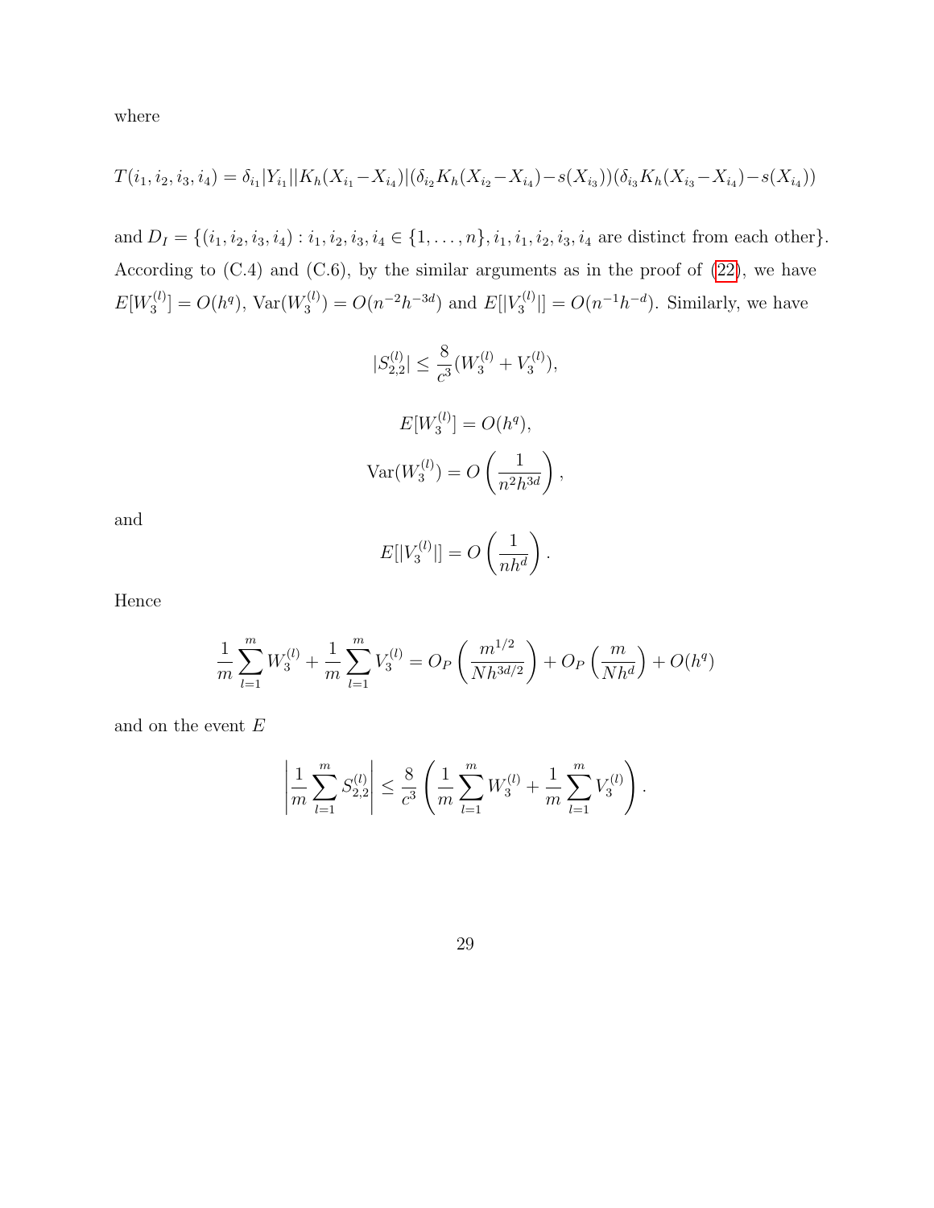where

$$T(i_1, i_2, i_3, i_4) = \delta_{i_1}|Y_{i_1}||K_h(X_{i_1}-X_{i_4})|(\delta_{i_2}K_h(X_{i_2}-X_{i_4})-s(X_{i_3}))(\delta_{i_3}K_h(X_{i_3}-X_{i_4})-s(X_{i_4}))$$

and $D_I = \{(i_1, i_2, i_3, i_4) : i_1, i_2, i_3, i_4 \in \{1, \ldots, n\}, i_1, i_1, i_2, i_3, i_4$ are distinct from each other$\}$. According to (C.4) and (C.6), by the similar arguments as in the proof of (22), we have $E[W_3^{(l)}] = O(h^q)$, $\mathrm{Var}(W_3^{(l)}) = O(n^{-2}h^{-3d})$ and $E[|V_3^{(l)}|] = O(n^{-1}h^{-d})$. Similarly, we have

$$|S_{2,2}^{(l)}| \leq \frac{8}{c^3}(W_3^{(l)} + V_3^{(l)}),$$

$$E[W_3^{(l)}] = O(h^q),$$

$$\mathrm{Var}(W_3^{(l)}) = O\left(\frac{1}{n^2h^{3d}}\right),$$

and

$$E[|V_3^{(l)}|] = O\left(\frac{1}{nh^d}\right).$$

Hence

$$\frac{1}{m}\sum_{l=1}^{m} W_3^{(l)} + \frac{1}{m}\sum_{l=1}^{m} V_3^{(l)} = O_P\left(\frac{m^{1/2}}{Nh^{3d/2}}\right) + O_P\left(\frac{m}{Nh^d}\right) + O(h^q)$$

and on the event $E$

$$\left|\frac{1}{m}\sum_{l=1}^{m} S_{2,2}^{(l)}\right| \leq \frac{8}{c^3}\left(\frac{1}{m}\sum_{l=1}^{m} W_3^{(l)} + \frac{1}{m}\sum_{l=1}^{m} V_3^{(l)}\right).$$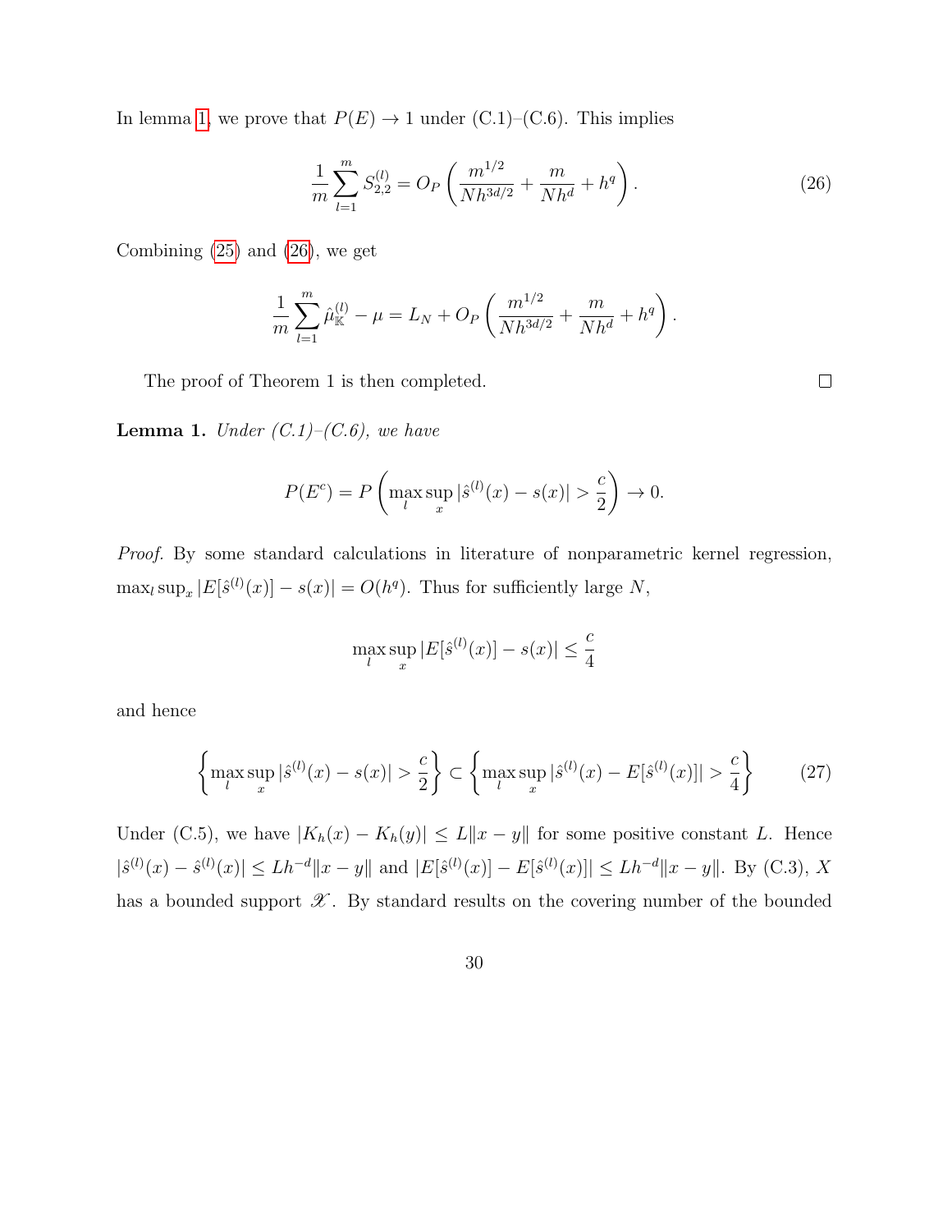In lemma 1, we prove that $P(E) \to 1$ under (C.1)–(C.6). This implies

$$\frac{1}{m}\sum_{l=1}^{m} S_{2,2}^{(l)} = O_P\left(\frac{m^{1/2}}{Nh^{3d/2}} + \frac{m}{Nh^d} + h^q\right). \tag{26}$$

Combining (25) and (26), we get

$$\frac{1}{m}\sum_{l=1}^{m} \hat{\mu}_{\mathbb{K}}^{(l)} - \mu = L_N + O_P\left(\frac{m^{1/2}}{Nh^{3d/2}} + \frac{m}{Nh^d} + h^q\right).$$

The proof of Theorem 1 is then completed. $\square$

**Lemma 1.** *Under (C.1)–(C.6), we have*

$$P(E^c) = P\left(\max_l \sup_x |\hat{s}^{(l)}(x) - s(x)| > \frac{c}{2}\right) \to 0.$$

*Proof.* By some standard calculations in literature of nonparametric kernel regression, $\max_l \sup_x |E[\hat{s}^{(l)}(x)] - s(x)| = O(h^q)$. Thus for sufficiently large $N$,

$$\max_l \sup_x |E[\hat{s}^{(l)}(x)] - s(x)| \leq \frac{c}{4}$$

and hence

$$\left\{\max_l \sup_x |\hat{s}^{(l)}(x) - s(x)| > \frac{c}{2}\right\} \subset \left\{\max_l \sup_x |\hat{s}^{(l)}(x) - E[\hat{s}^{(l)}(x)]| > \frac{c}{4}\right\} \tag{27}$$

Under (C.5), we have $|K_h(x) - K_h(y)| \leq L\|x - y\|$ for some positive constant $L$. Hence $|\hat{s}^{(l)}(x) - \hat{s}^{(l)}(x)| \leq Lh^{-d}\|x - y\|$ and $|E[\hat{s}^{(l)}(x)] - E[\hat{s}^{(l)}(x)]| \leq Lh^{-d}\|x - y\|$. By (C.3), $X$ has a bounded support $\mathscr{X}$. By standard results on the covering number of the bounded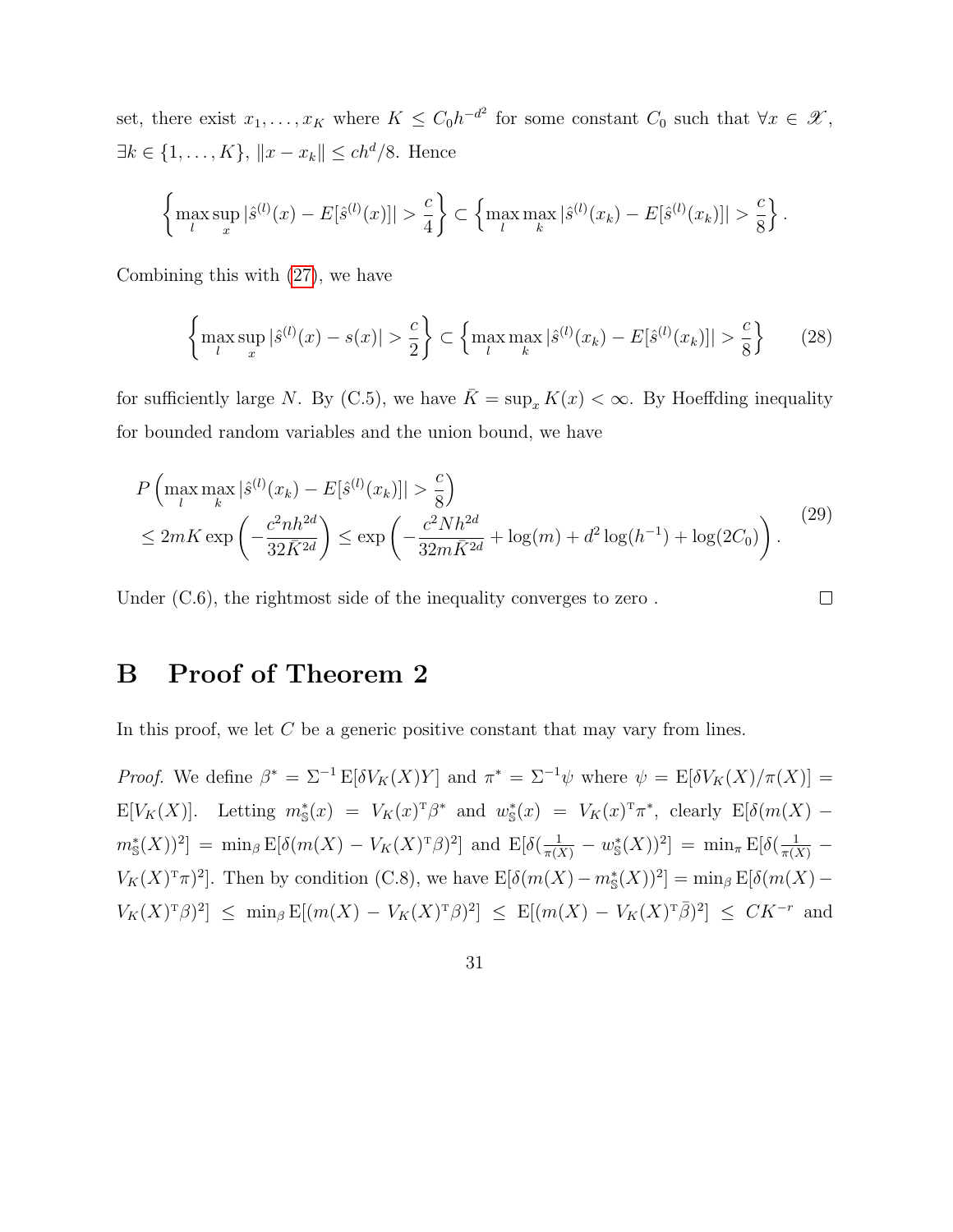set, there exist $x_1, \ldots, x_K$ where $K \leq C_0 h^{-d^2}$ for some constant $C_0$ such that $\forall x \in \mathscr{X}$, $\exists k \in \{1, \ldots, K\}$, $\|x - x_k\| \leq ch^d/8$. Hence

$$
\left\{ \max_l \sup_x |\hat{s}^{(l)}(x) - E[\hat{s}^{(l)}(x)]| > \frac{c}{4} \right\} \subset \left\{ \max_l \max_k |\hat{s}^{(l)}(x_k) - E[\hat{s}^{(l)}(x_k)]| > \frac{c}{8} \right\}.
$$

Combining this with (27), we have

$$
\left\{ \max_l \sup_x |\hat{s}^{(l)}(x) - s(x)| > \frac{c}{2} \right\} \subset \left\{ \max_l \max_k |\hat{s}^{(l)}(x_k) - E[\hat{s}^{(l)}(x_k)]| > \frac{c}{8} \right\} \tag{28}
$$

for sufficiently large $N$. By (C.5), we have $\bar{K} = \sup_x K(x) < \infty$. By Hoeffding inequality for bounded random variables and the union bound, we have

$$
\begin{aligned}
& P\left( \max_l \max_k |\hat{s}^{(l)}(x_k) - E[\hat{s}^{(l)}(x_k)]| > \frac{c}{8} \right) \\
& \leq 2mK \exp\left( -\frac{c^2 n h^{2d}}{32 \bar{K}^{2d}} \right) \leq \exp\left( -\frac{c^2 N h^{2d}}{32 m \bar{K}^{2d}} + \log(m) + d^2 \log(h^{-1}) + \log(2C_0) \right).
\end{aligned} \tag{29}
$$

Under (C.6), the rightmost side of the inequality converges to zero . $\square$

# B Proof of Theorem 2

In this proof, we let $C$ be a generic positive constant that may vary from lines.

*Proof.* We define $\beta^* = \Sigma^{-1} \mathrm{E}[\delta V_K(X) Y]$ and $\pi^* = \Sigma^{-1} \psi$ where $\psi = \mathrm{E}[\delta V_K(X)/\pi(X)] = \mathrm{E}[V_K(X)]$. Letting $m^*_{\mathbb{S}}(x) = V_K(x)^{\mathrm{T}} \beta^*$ and $w^*_{\mathbb{S}}(x) = V_K(x)^{\mathrm{T}} \pi^*$, clearly $\mathrm{E}[\delta(m(X) - m^*_{\mathbb{S}}(X))^2] = \min_\beta \mathrm{E}[\delta(m(X) - V_K(X)^{\mathrm{T}}\beta)^2]$ and $\mathrm{E}[\delta(\frac{1}{\pi(X)} - w^*_{\mathbb{S}}(X))^2] = \min_\pi \mathrm{E}[\delta(\frac{1}{\pi(X)} - V_K(X)^{\mathrm{T}}\pi)^2]$. Then by condition (C.8), we have $\mathrm{E}[\delta(m(X) - m^*_{\mathbb{S}}(X))^2] = \min_\beta \mathrm{E}[\delta(m(X) - V_K(X)^{\mathrm{T}}\beta)^2] \leq \min_\beta \mathrm{E}[(m(X) - V_K(X)^{\mathrm{T}}\beta)^2] \leq \mathrm{E}[(m(X) - V_K(X)^{\mathrm{T}}\bar{\beta})^2] \leq CK^{-r}$ and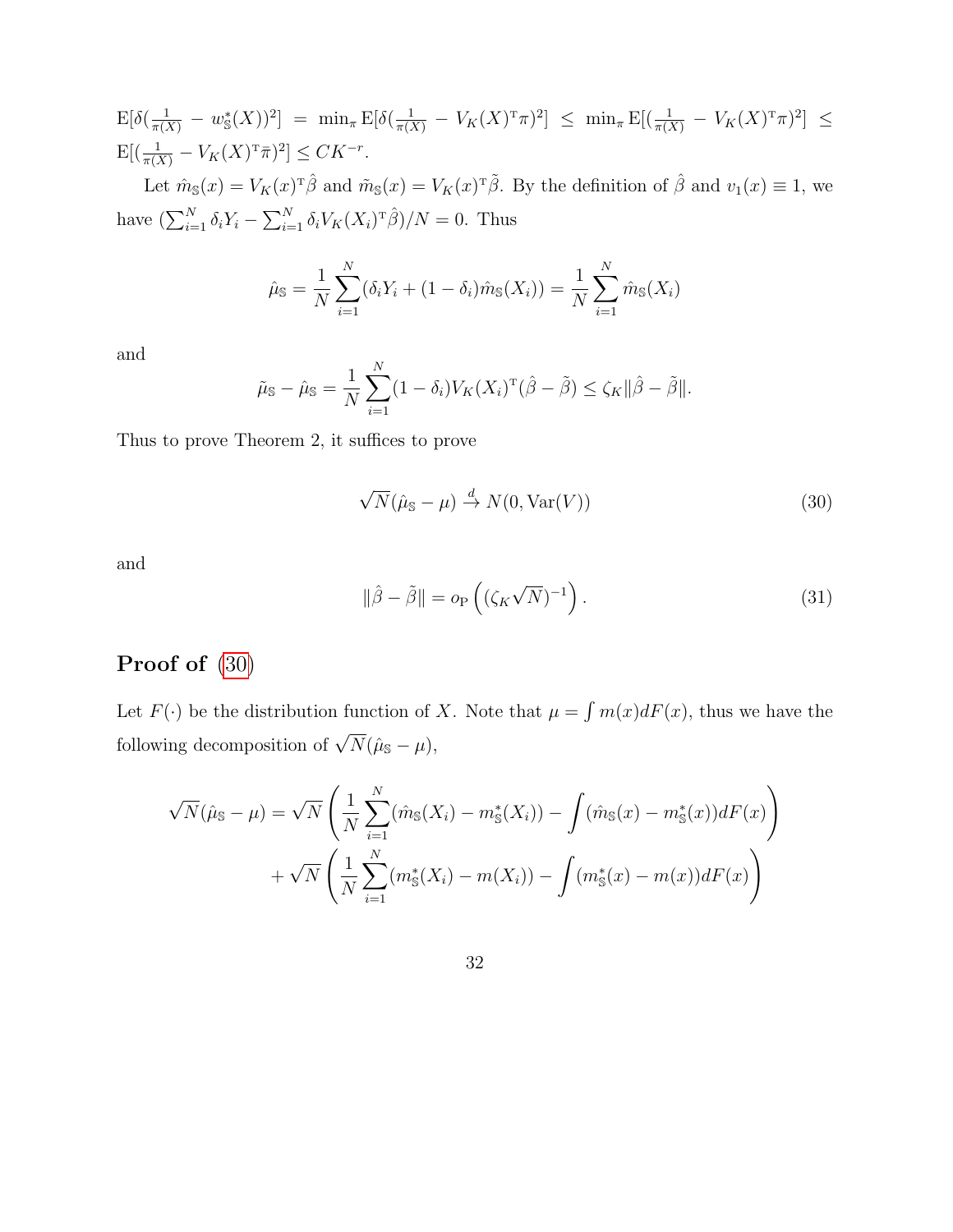$\mathrm{E}[\delta(\frac{1}{\pi(X)} - w^*_{\mathbb{S}}(X))^2] = \min_\pi \mathrm{E}[\delta(\frac{1}{\pi(X)} - V_K(X)^{\mathrm{T}}\pi)^2] \le \min_\pi \mathrm{E}[(\frac{1}{\pi(X)} - V_K(X)^{\mathrm{T}}\pi)^2] \le \mathrm{E}[(\frac{1}{\pi(X)} - V_K(X)^{\mathrm{T}}\bar{\pi})^2] \le CK^{-r}$.

Let $\hat{m}_{\mathbb{S}}(x) = V_K(x)^{\mathrm{T}}\hat{\beta}$ and $\tilde{m}_{\mathbb{S}}(x) = V_K(x)^{\mathrm{T}}\tilde{\beta}$. By the definition of $\hat{\beta}$ and $v_1(x) \equiv 1$, we have $(\sum_{i=1}^N \delta_i Y_i - \sum_{i=1}^N \delta_i V_K(X_i)^{\mathrm{T}}\hat{\beta})/N = 0$. Thus

$$\hat{\mu}_{\mathbb{S}} = \frac{1}{N}\sum_{i=1}^N (\delta_i Y_i + (1-\delta_i)\hat{m}_{\mathbb{S}}(X_i)) = \frac{1}{N}\sum_{i=1}^N \hat{m}_{\mathbb{S}}(X_i)$$

and

$$\tilde{\mu}_{\mathbb{S}} - \hat{\mu}_{\mathbb{S}} = \frac{1}{N}\sum_{i=1}^N (1-\delta_i)V_K(X_i)^{\mathrm{T}}(\hat{\beta} - \tilde{\beta}) \le \zeta_K \|\hat{\beta} - \tilde{\beta}\|.$$

Thus to prove Theorem 2, it suffices to prove

$$\sqrt{N}(\hat{\mu}_{\mathbb{S}} - \mu) \xrightarrow{d} N(0, \mathrm{Var}(V)) \tag{30}$$

and

$$\|\hat{\beta} - \tilde{\beta}\| = o_{\mathrm{P}}\left((\zeta_K\sqrt{N})^{-1}\right). \tag{31}$$

## Proof of (30)

Let $F(\cdot)$ be the distribution function of $X$. Note that $\mu = \int m(x)dF(x)$, thus we have the following decomposition of $\sqrt{N}(\hat{\mu}_{\mathbb{S}} - \mu)$,

$$\begin{aligned}
\sqrt{N}(\hat{\mu}_{\mathbb{S}} - \mu) = &\sqrt{N}\left(\frac{1}{N}\sum_{i=1}^N (\hat{m}_{\mathbb{S}}(X_i) - m^*_{\mathbb{S}}(X_i)) - \int (\hat{m}_{\mathbb{S}}(x) - m^*_{\mathbb{S}}(x))dF(x)\right) \\
&+ \sqrt{N}\left(\frac{1}{N}\sum_{i=1}^N (m^*_{\mathbb{S}}(X_i) - m(X_i)) - \int (m^*_{\mathbb{S}}(x) - m(x))dF(x)\right)
\end{aligned}$$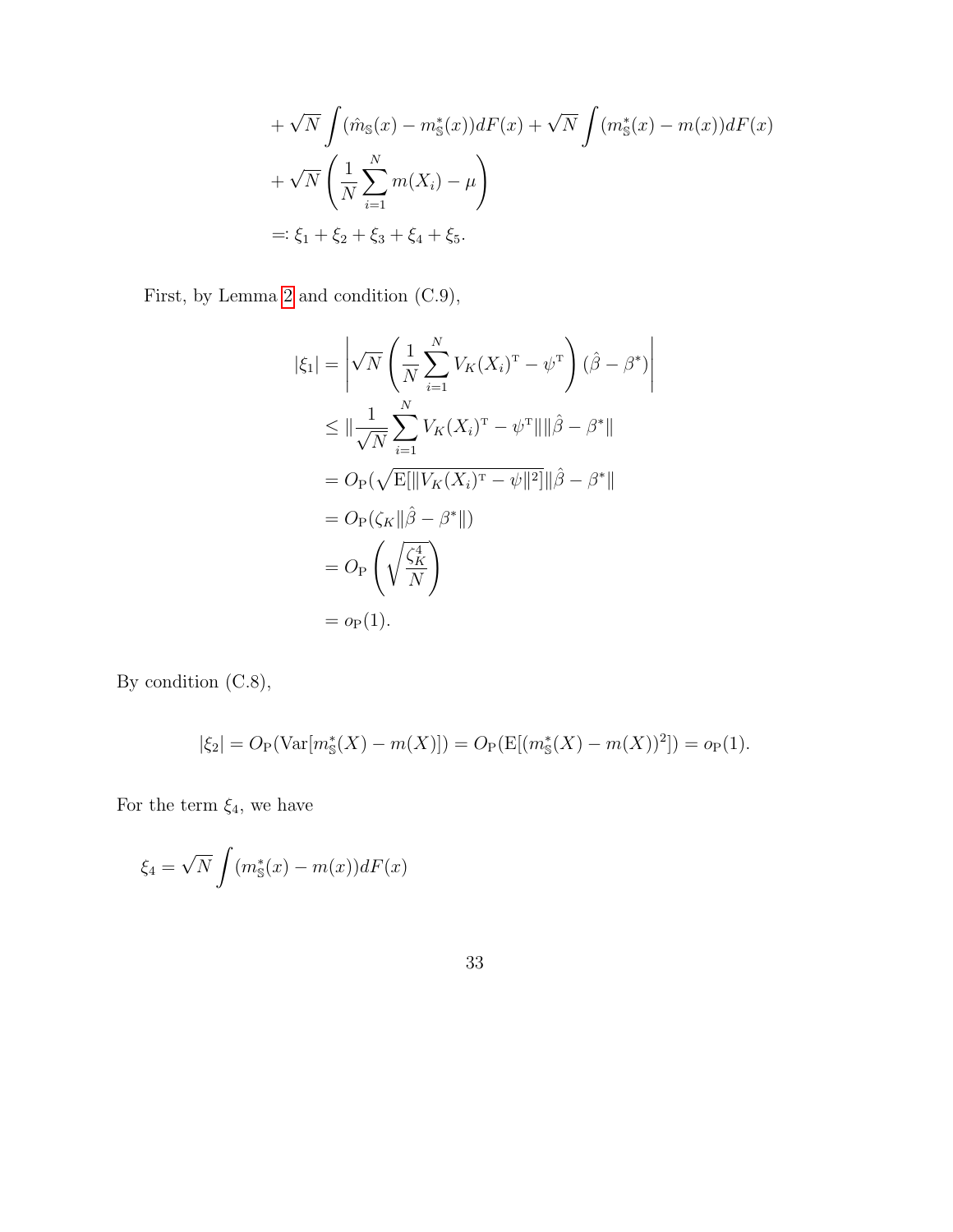$$
\begin{aligned}
&+ \sqrt{N} \int (\hat{m}_{\mathbb{S}}(x) - m^*_{\mathbb{S}}(x)) dF(x) + \sqrt{N} \int (m^*_{\mathbb{S}}(x) - m(x)) dF(x) \\
&+ \sqrt{N} \left( \frac{1}{N} \sum_{i=1}^{N} m(X_i) - \mu \right) \\
&=: \xi_1 + \xi_2 + \xi_3 + \xi_4 + \xi_5.
\end{aligned}
$$

First, by Lemma 2 and condition (C.9),

$$
\begin{aligned}
|\xi_1| &= \left| \sqrt{N} \left( \frac{1}{N} \sum_{i=1}^{N} V_K(X_i)^{\mathrm{T}} - \psi^{\mathrm{T}} \right) (\hat{\beta} - \beta^*) \right| \\
&\leq \| \frac{1}{\sqrt{N}} \sum_{i=1}^{N} V_K(X_i)^{\mathrm{T}} - \psi^{\mathrm{T}} \| \| \hat{\beta} - \beta^* \| \\
&= O_{\mathrm{P}}(\sqrt{\mathrm{E}[\| V_K(X_i)^{\mathrm{T}} - \psi \|^2]} \| \hat{\beta} - \beta^* \| \\
&= O_{\mathrm{P}}(\zeta_K \| \hat{\beta} - \beta^* \|) \\
&= O_{\mathrm{P}} \left( \sqrt{\frac{\zeta_K^4}{N}} \right) \\
&= o_{\mathrm{P}}(1).
\end{aligned}
$$

By condition (C.8),

$$
|\xi_2| = O_{\mathrm{P}}(\mathrm{Var}[m^*_{\mathbb{S}}(X) - m(X)]) = O_{\mathrm{P}}(\mathrm{E}[(m^*_{\mathbb{S}}(X) - m(X))^2]) = o_{\mathrm{P}}(1).
$$

For the term $\xi_4$, we have

$$
\xi_4 = \sqrt{N} \int (m^*_{\mathbb{S}}(x) - m(x)) dF(x)
$$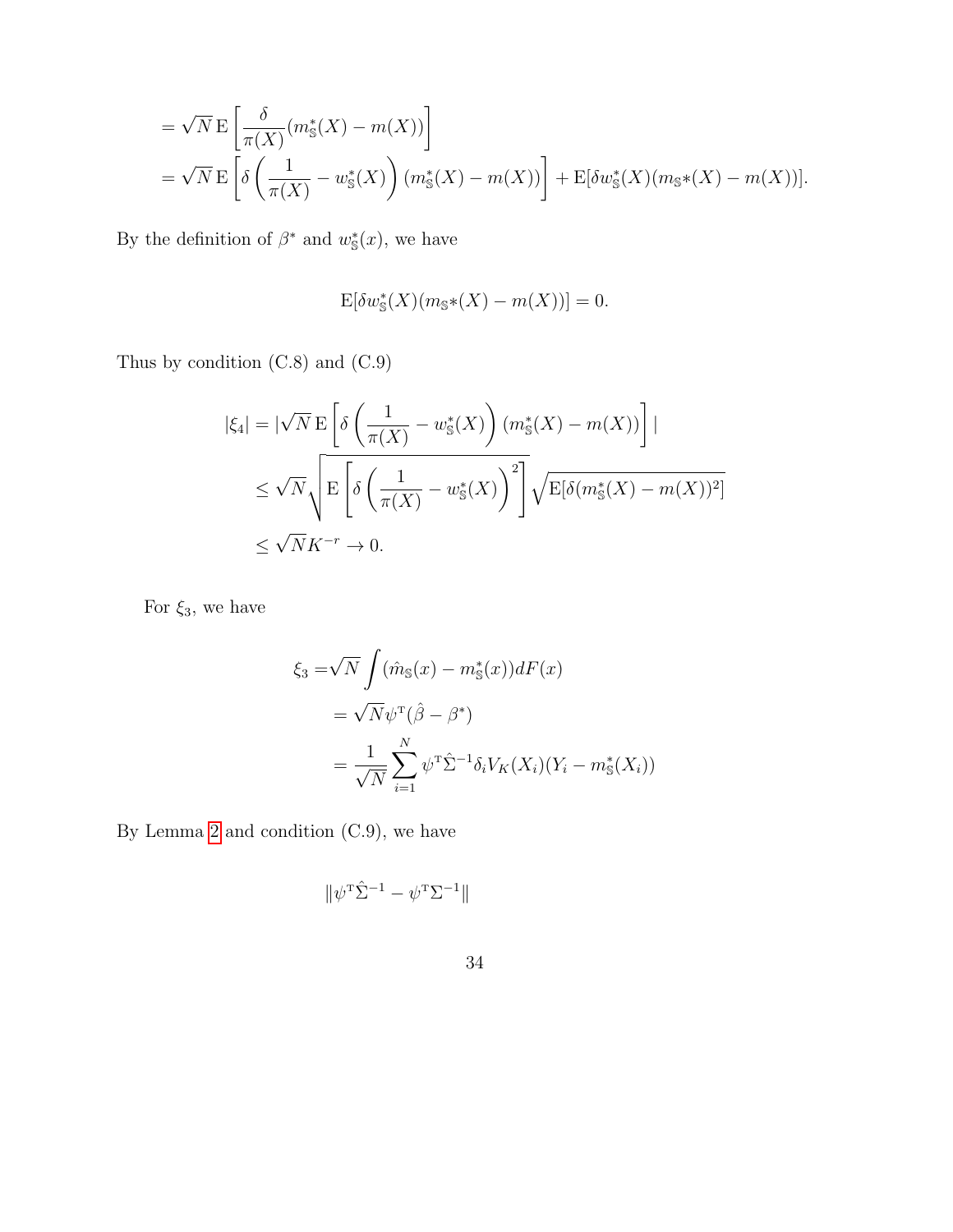$$
\begin{aligned}
&= \sqrt{N}\,\mathrm{E}\left[\frac{\delta}{\pi(X)}(m^*_{\mathbb{S}}(X) - m(X))\right] \\
&= \sqrt{N}\,\mathrm{E}\left[\delta\left(\frac{1}{\pi(X)} - w^*_{\mathbb{S}}(X)\right)(m^*_{\mathbb{S}}(X) - m(X))\right] + \mathrm{E}[\delta w^*_{\mathbb{S}}(X)(m_{\mathbb{S}}*(X) - m(X))].
\end{aligned}
$$

By the definition of $\beta^*$ and $w^*_{\mathbb{S}}(x)$, we have

$$
\mathrm{E}[\delta w^*_{\mathbb{S}}(X)(m_{\mathbb{S}}*(X) - m(X))] = 0.
$$

Thus by condition (C.8) and (C.9)

$$
\begin{aligned}
|\xi_4| &= |\sqrt{N}\,\mathrm{E}\left[\delta\left(\frac{1}{\pi(X)} - w^*_{\mathbb{S}}(X)\right)(m^*_{\mathbb{S}}(X) - m(X))\right]| \\
&\le \sqrt{N}\sqrt{\mathrm{E}\left[\delta\left(\frac{1}{\pi(X)} - w^*_{\mathbb{S}}(X)\right)^2\right]}\sqrt{\mathrm{E}[\delta(m^*_{\mathbb{S}}(X) - m(X))^2]} \\
&\le \sqrt{N}K^{-r} \to 0.
\end{aligned}
$$

For $\xi_3$, we have

$$
\begin{aligned}
\xi_3 =& \sqrt{N}\int(\hat{m}_{\mathbb{S}}(x) - m^*_{\mathbb{S}}(x))dF(x) \\
&= \sqrt{N}\psi^{\mathrm{T}}(\hat{\beta} - \beta^*) \\
&= \frac{1}{\sqrt{N}}\sum_{i=1}^{N}\psi^{\mathrm{T}}\hat{\Sigma}^{-1}\delta_i V_K(X_i)(Y_i - m^*_{\mathbb{S}}(X_i))
\end{aligned}
$$

By Lemma 2 and condition (C.9), we have

$$
\|\psi^{\mathrm{T}}\hat{\Sigma}^{-1} - \psi^{\mathrm{T}}\Sigma^{-1}\|
$$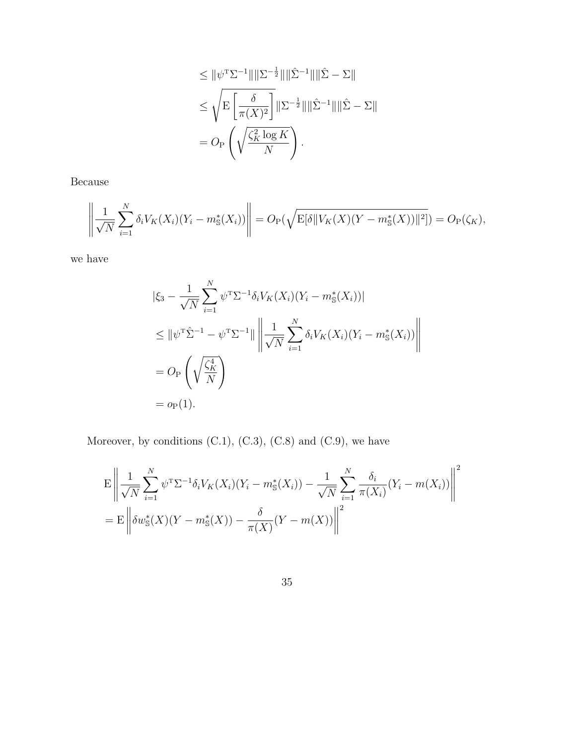$$
\begin{aligned}
&\leq \|\psi^{\mathrm{T}}\Sigma^{-1}\| \|\Sigma^{-\frac{1}{2}}\| \|\hat{\Sigma}^{-1}\| \|\hat{\Sigma} - \Sigma\| \\
&\leq \sqrt{\mathrm{E}\left[\frac{\delta}{\pi(X)^2}\right]} \|\Sigma^{-\frac{1}{2}}\| \|\hat{\Sigma}^{-1}\| \|\hat{\Sigma} - \Sigma\| \\
&= O_{\mathrm{P}}\left(\sqrt{\frac{\zeta_K^2 \log K}{N}}\right).
\end{aligned}
$$

Because

$$
\left\|\frac{1}{\sqrt{N}} \sum_{i=1}^{N} \delta_i V_K(X_i)(Y_i - m_{\mathbb{S}}^*(X_i))\right\| = O_{\mathrm{P}}(\sqrt{\mathrm{E}[\delta \|V_K(X)(Y - m_{\mathbb{S}}^*(X))\|^2]}) = O_{\mathrm{P}}(\zeta_K),
$$

we have

$$
\begin{aligned}
&|\xi_3 - \frac{1}{\sqrt{N}} \sum_{i=1}^{N} \psi^{\mathrm{T}}\Sigma^{-1}\delta_i V_K(X_i)(Y_i - m_{\mathbb{S}}^*(X_i))| \\
&\leq \|\psi^{\mathrm{T}}\hat{\Sigma}^{-1} - \psi^{\mathrm{T}}\Sigma^{-1}\| \left\|\frac{1}{\sqrt{N}} \sum_{i=1}^{N} \delta_i V_K(X_i)(Y_i - m_{\mathbb{S}}^*(X_i))\right\| \\
&= O_{\mathrm{P}}\left(\sqrt{\frac{\zeta_K^4}{N}}\right) \\
&= o_{\mathrm{P}}(1).
\end{aligned}
$$

Moreover, by conditions (C.1), (C.3), (C.8) and (C.9), we have

$$
\begin{aligned}
&\mathrm{E}\left\|\frac{1}{\sqrt{N}} \sum_{i=1}^{N} \psi^{\mathrm{T}}\Sigma^{-1}\delta_i V_K(X_i)(Y_i - m_{\mathbb{S}}^*(X_i)) - \frac{1}{\sqrt{N}} \sum_{i=1}^{N} \frac{\delta_i}{\pi(X_i)}(Y_i - m(X_i))\right\|^2 \\
&= \mathrm{E}\left\|\delta w_{\mathbb{S}}^*(X)(Y - m_{\mathbb{S}}^*(X)) - \frac{\delta}{\pi(X)}(Y - m(X))\right\|^2
\end{aligned}
$$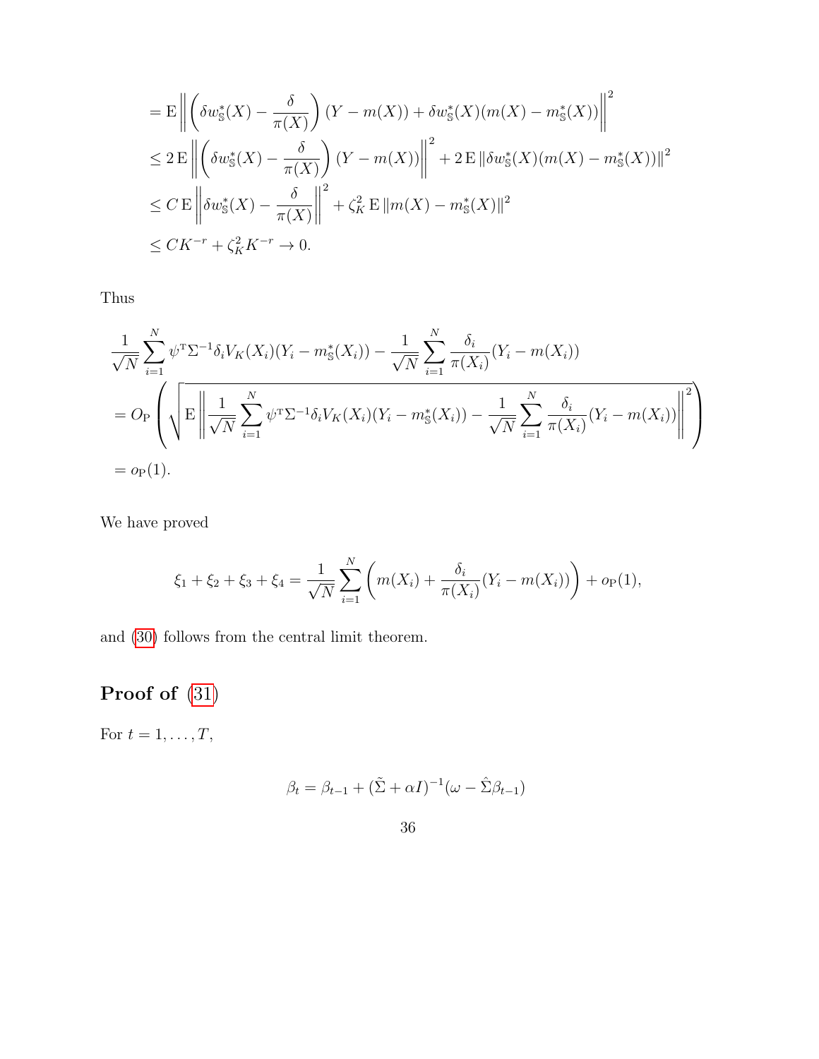$$
\begin{aligned}
&= \mathrm{E}\left\| \left( \delta w_{\mathbb{S}}^*(X) - \frac{\delta}{\pi(X)} \right) (Y - m(X)) + \delta w_{\mathbb{S}}^*(X)(m(X) - m_{\mathbb{S}}^*(X)) \right\|^2 \\
&\leq 2\,\mathrm{E}\left\| \left( \delta w_{\mathbb{S}}^*(X) - \frac{\delta}{\pi(X)} \right) (Y - m(X)) \right\|^2 + 2\,\mathrm{E}\left\| \delta w_{\mathbb{S}}^*(X)(m(X) - m_{\mathbb{S}}^*(X)) \right\|^2 \\
&\leq C\,\mathrm{E}\left\| \delta w_{\mathbb{S}}^*(X) - \frac{\delta}{\pi(X)} \right\|^2 + \zeta_K^2\,\mathrm{E}\left\| m(X) - m_{\mathbb{S}}^*(X) \right\|^2 \\
&\leq C K^{-r} + \zeta_K^2 K^{-r} \to 0.
\end{aligned}
$$

Thus

$$
\begin{aligned}
&\frac{1}{\sqrt{N}} \sum_{i=1}^N \psi^{\mathrm{T}} \Sigma^{-1} \delta_i V_K(X_i)(Y_i - m_{\mathbb{S}}^*(X_i)) - \frac{1}{\sqrt{N}} \sum_{i=1}^N \frac{\delta_i}{\pi(X_i)}(Y_i - m(X_i)) \\
&= O_{\mathrm{P}}\left( \sqrt{ \mathrm{E}\left\| \frac{1}{\sqrt{N}} \sum_{i=1}^N \psi^{\mathrm{T}} \Sigma^{-1} \delta_i V_K(X_i)(Y_i - m_{\mathbb{S}}^*(X_i)) - \frac{1}{\sqrt{N}} \sum_{i=1}^N \frac{\delta_i}{\pi(X_i)}(Y_i - m(X_i)) \right\|^2 } \right) \\
&= o_{\mathrm{P}}(1).
\end{aligned}
$$

We have proved

$$
\xi_1 + \xi_2 + \xi_3 + \xi_4 = \frac{1}{\sqrt{N}} \sum_{i=1}^N \left( m(X_i) + \frac{\delta_i}{\pi(X_i)}(Y_i - m(X_i)) \right) + o_{\mathrm{P}}(1),
$$

and (30) follows from the central limit theorem.

## Proof of (31)

For $t = 1, \ldots, T$,

$$
\beta_t = \beta_{t-1} + (\tilde{\Sigma} + \alpha I)^{-1}(\omega - \hat{\Sigma}\beta_{t-1})
$$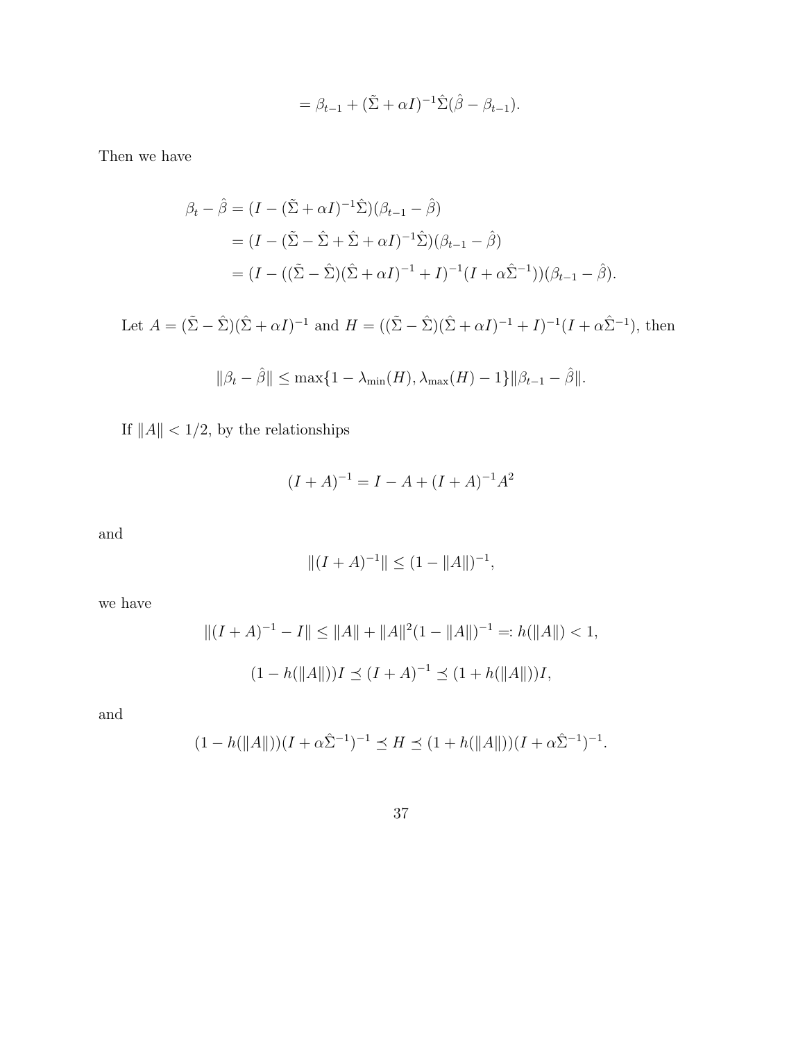$$= \beta_{t-1} + (\tilde{\Sigma} + \alpha I)^{-1}\hat{\Sigma}(\hat{\beta} - \beta_{t-1}).$$

Then we have

$$
\begin{aligned}
\beta_t - \hat{\beta} &= (I - (\tilde{\Sigma} + \alpha I)^{-1}\hat{\Sigma})(\beta_{t-1} - \hat{\beta}) \\
&= (I - (\tilde{\Sigma} - \hat{\Sigma} + \hat{\Sigma} + \alpha I)^{-1}\hat{\Sigma})(\beta_{t-1} - \hat{\beta}) \\
&= (I - ((\tilde{\Sigma} - \hat{\Sigma})(\hat{\Sigma} + \alpha I)^{-1} + I)^{-1}(I + \alpha\hat{\Sigma}^{-1}))(\beta_{t-1} - \hat{\beta}).
\end{aligned}
$$

Let $A = (\tilde{\Sigma} - \hat{\Sigma})(\hat{\Sigma} + \alpha I)^{-1}$ and $H = ((\tilde{\Sigma} - \hat{\Sigma})(\hat{\Sigma} + \alpha I)^{-1} + I)^{-1}(I + \alpha\hat{\Sigma}^{-1})$, then

$$\|\beta_t - \hat{\beta}\| \leq \max\{1 - \lambda_{\min}(H), \lambda_{\max}(H) - 1\}\|\beta_{t-1} - \hat{\beta}\|.$$

If $\|A\| < 1/2$, by the relationships

$$(I + A)^{-1} = I - A + (I + A)^{-1}A^2$$

and

$$\|(I + A)^{-1}\| \leq (1 - \|A\|)^{-1},$$

we have

$$\|(I + A)^{-1} - I\| \leq \|A\| + \|A\|^2(1 - \|A\|)^{-1} =: h(\|A\|) < 1,$$

$$(1 - h(\|A\|))I \preceq (I + A)^{-1} \preceq (1 + h(\|A\|))I,$$

and

$$(1 - h(\|A\|))(I + \alpha\hat{\Sigma}^{-1})^{-1} \preceq H \preceq (1 + h(\|A\|))(I + \alpha\hat{\Sigma}^{-1})^{-1}.$$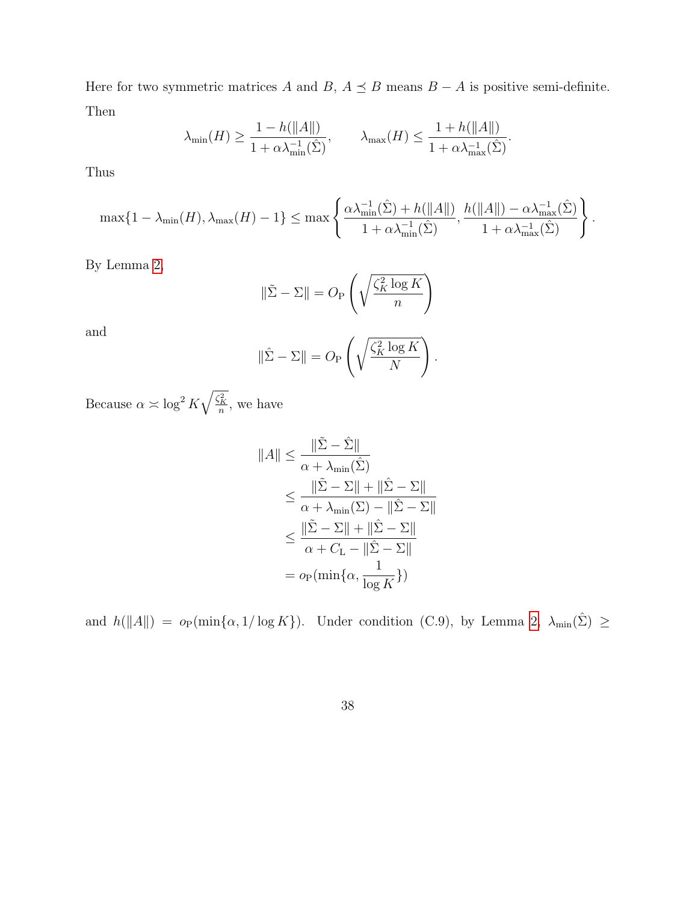Here for two symmetric matrices $A$ and $B$, $A \preceq B$ means $B - A$ is positive semi-definite. Then

$$\lambda_{\min}(H) \geq \frac{1 - h(\|A\|)}{1 + \alpha\lambda_{\min}^{-1}(\hat{\Sigma})}, \qquad \lambda_{\max}(H) \leq \frac{1 + h(\|A\|)}{1 + \alpha\lambda_{\max}^{-1}(\hat{\Sigma})}.$$

Thus

$$\max\{1 - \lambda_{\min}(H), \lambda_{\max}(H) - 1\} \leq \max\left\{\frac{\alpha\lambda_{\min}^{-1}(\hat{\Sigma}) + h(\|A\|)}{1 + \alpha\lambda_{\min}^{-1}(\hat{\Sigma})}, \frac{h(\|A\|) - \alpha\lambda_{\max}^{-1}(\hat{\Sigma})}{1 + \alpha\lambda_{\max}^{-1}(\hat{\Sigma})}\right\}.$$

By Lemma 2,

$$\|\tilde{\Sigma} - \Sigma\| = O_{\mathrm{P}}\left(\sqrt{\frac{\zeta_K^2 \log K}{n}}\right)$$

and

$$\|\hat{\Sigma} - \Sigma\| = O_{\mathrm{P}}\left(\sqrt{\frac{\zeta_K^2 \log K}{N}}\right).$$

Because $\alpha \asymp \log^2 K \sqrt{\frac{\zeta_K^2}{n}}$, we have

$$\begin{aligned}
\|A\| &\leq \frac{\|\tilde{\Sigma} - \hat{\Sigma}\|}{\alpha + \lambda_{\min}(\hat{\Sigma})} \\
&\leq \frac{\|\tilde{\Sigma} - \Sigma\| + \|\hat{\Sigma} - \Sigma\|}{\alpha + \lambda_{\min}(\Sigma) - \|\hat{\Sigma} - \Sigma\|} \\
&\leq \frac{\|\tilde{\Sigma} - \Sigma\| + \|\hat{\Sigma} - \Sigma\|}{\alpha + C_{\mathrm{L}} - \|\hat{\Sigma} - \Sigma\|} \\
&= o_{\mathrm{P}}(\min\{\alpha, \frac{1}{\log K}\})
\end{aligned}$$

and $h(\|A\|) = o_{\mathrm{P}}(\min\{\alpha, 1/\log K\})$. Under condition (C.9), by Lemma 2, $\lambda_{\min}(\hat{\Sigma}) \geq$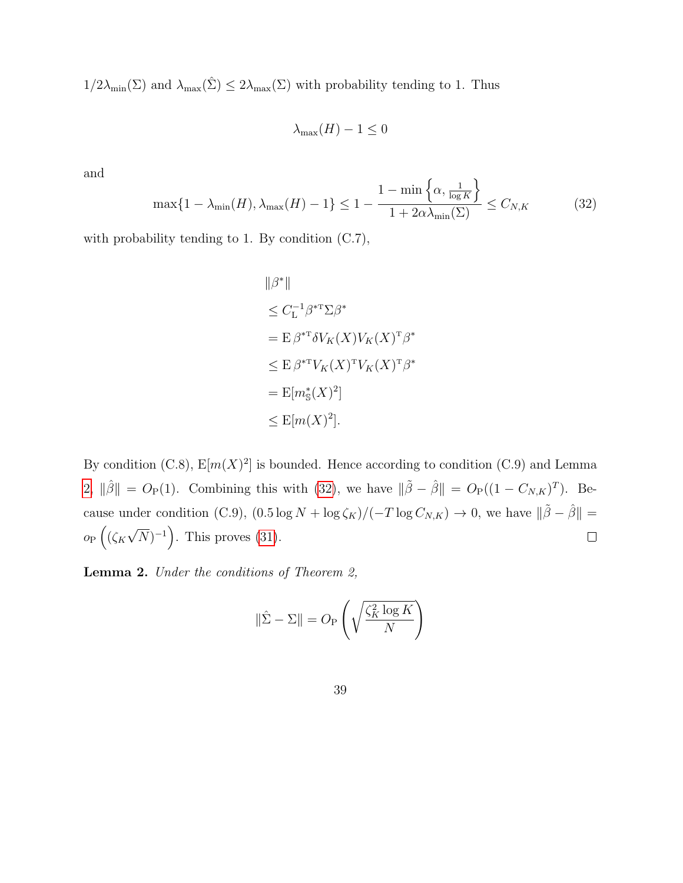$1/2\lambda_{\min}(\Sigma)$ and $\lambda_{\max}(\hat{\Sigma}) \leq 2\lambda_{\max}(\Sigma)$ with probability tending to 1. Thus

$$\lambda_{\max}(H) - 1 \leq 0$$

and

$$\max\{1 - \lambda_{\min}(H), \lambda_{\max}(H) - 1\} \leq 1 - \frac{1 - \min\left\{\alpha, \frac{1}{\log K}\right\}}{1 + 2\alpha\lambda_{\min}(\Sigma)} \leq C_{N,K} \tag{32}$$

with probability tending to 1. By condition (C.7),

$$\begin{aligned}
&\|\beta^*\| \\
&\leq C_{\mathrm{L}}^{-1}\beta^{*\mathrm{T}}\Sigma\beta^* \\
&= \mathrm{E}\,\beta^{*\mathrm{T}}\delta V_K(X)V_K(X)^{\mathrm{T}}\beta^* \\
&\leq \mathrm{E}\,\beta^{*\mathrm{T}}V_K(X)^{\mathrm{T}}V_K(X)^{\mathrm{T}}\beta^* \\
&= \mathrm{E}[m^*_{\mathbb{S}}(X)^2] \\
&\leq \mathrm{E}[m(X)^2].
\end{aligned}$$

By condition (C.8), $\mathrm{E}[m(X)^2]$ is bounded. Hence according to condition (C.9) and Lemma 2, $\|\hat{\beta}\| = O_{\mathrm{P}}(1)$. Combining this with (32), we have $\|\tilde{\beta} - \hat{\beta}\| = O_{\mathrm{P}}((1 - C_{N,K})^T)$. Because under condition (C.9), $(0.5\log N + \log\zeta_K)/(-T\log C_{N,K}) \to 0$, we have $\|\tilde{\beta} - \hat{\beta}\| = o_{\mathrm{P}}\left((\zeta_K\sqrt{N})^{-1}\right)$. This proves (31). □

**Lemma 2.** *Under the conditions of Theorem 2,*

$$\|\hat{\Sigma} - \Sigma\| = O_{\mathrm{P}}\left(\sqrt{\frac{\zeta_K^2\log K}{N}}\right)$$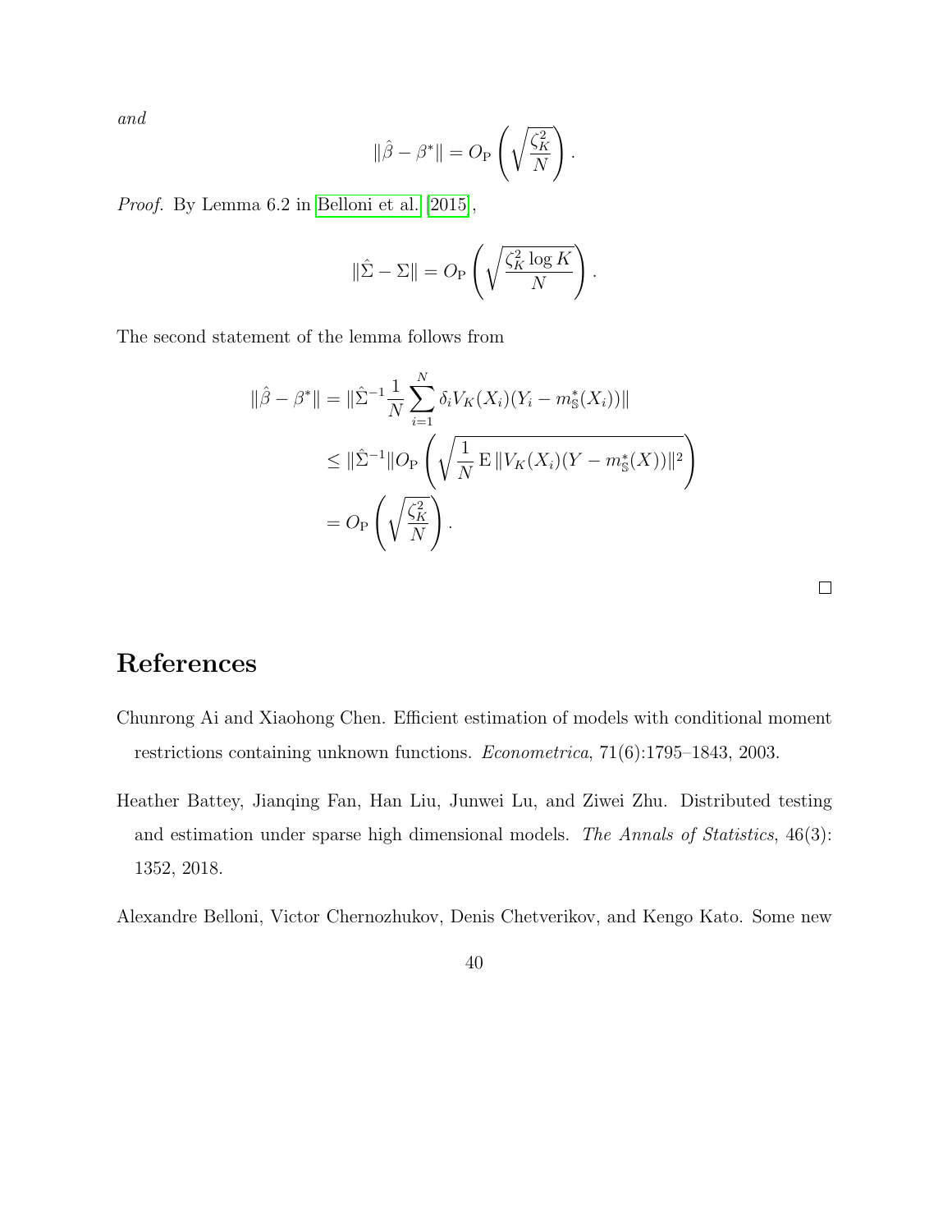*and*

$$\|\hat{\beta} - \beta^*\| = O_{\mathrm{P}}\left(\sqrt{\frac{\zeta_K^2}{N}}\right).$$

*Proof.* By Lemma 6.2 in Belloni et al. [2015],

$$\|\hat{\Sigma} - \Sigma\| = O_{\mathrm{P}}\left(\sqrt{\frac{\zeta_K^2 \log K}{N}}\right).$$

The second statement of the lemma follows from

$$\begin{aligned}
\|\hat{\beta} - \beta^*\| &= \|\hat{\Sigma}^{-1} \frac{1}{N} \sum_{i=1}^{N} \delta_i V_K(X_i)(Y_i - m^*_{\mathbb{S}}(X_i))\| \\
&\leq \|\hat{\Sigma}^{-1}\| O_{\mathrm{P}}\left(\sqrt{\frac{1}{N} \mathrm{E}\, \|V_K(X_i)(Y - m^*_{\mathbb{S}}(X))\|^2}\right) \\
&= O_{\mathrm{P}}\left(\sqrt{\frac{\zeta_K^2}{N}}\right).
\end{aligned}$$

□

# References

Chunrong Ai and Xiaohong Chen. Efficient estimation of models with conditional moment restrictions containing unknown functions. *Econometrica*, 71(6):1795–1843, 2003.

Heather Battey, Jianqing Fan, Han Liu, Junwei Lu, and Ziwei Zhu. Distributed testing and estimation under sparse high dimensional models. *The Annals of Statistics*, 46(3): 1352, 2018.

Alexandre Belloni, Victor Chernozhukov, Denis Chetverikov, and Kengo Kato. Some new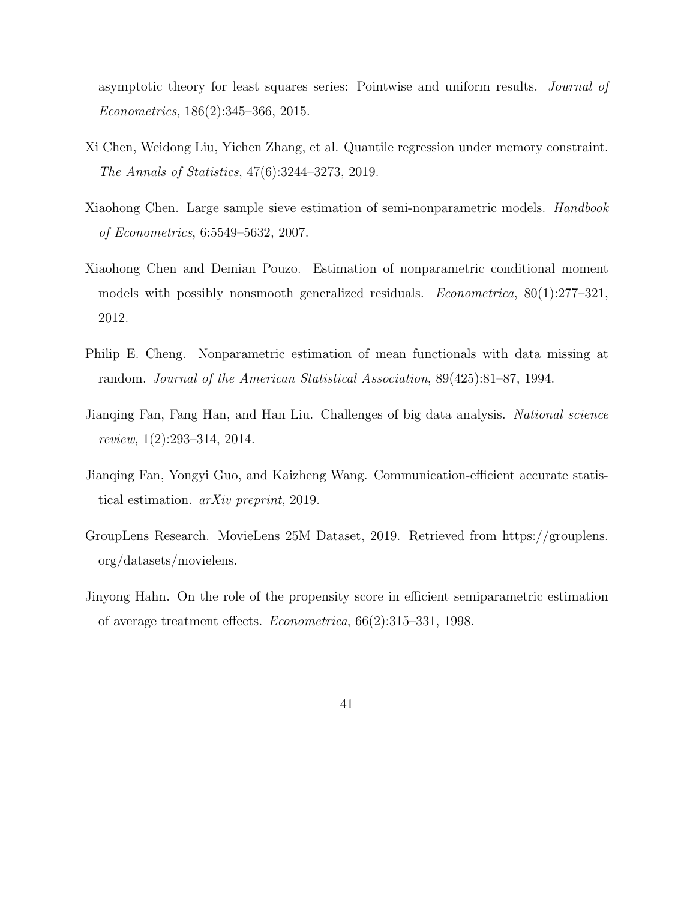asymptotic theory for least squares series: Pointwise and uniform results. *Journal of Econometrics*, 186(2):345–366, 2015.

Xi Chen, Weidong Liu, Yichen Zhang, et al. Quantile regression under memory constraint. *The Annals of Statistics*, 47(6):3244–3273, 2019.

Xiaohong Chen. Large sample sieve estimation of semi-nonparametric models. *Handbook of Econometrics*, 6:5549–5632, 2007.

Xiaohong Chen and Demian Pouzo. Estimation of nonparametric conditional moment models with possibly nonsmooth generalized residuals. *Econometrica*, 80(1):277–321, 2012.

Philip E. Cheng. Nonparametric estimation of mean functionals with data missing at random. *Journal of the American Statistical Association*, 89(425):81–87, 1994.

Jianqing Fan, Fang Han, and Han Liu. Challenges of big data analysis. *National science review*, 1(2):293–314, 2014.

Jianqing Fan, Yongyi Guo, and Kaizheng Wang. Communication-efficient accurate statistical estimation. *arXiv preprint*, 2019.

GroupLens Research. MovieLens 25M Dataset, 2019. Retrieved from https://grouplens.org/datasets/movielens.

Jinyong Hahn. On the role of the propensity score in efficient semiparametric estimation of average treatment effects. *Econometrica*, 66(2):315–331, 1998.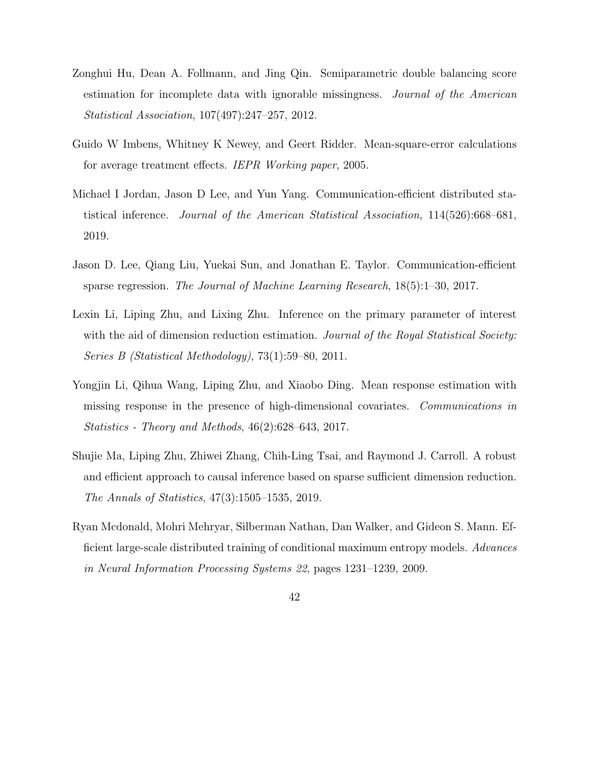Zonghui Hu, Dean A. Follmann, and Jing Qin. Semiparametric double balancing score estimation for incomplete data with ignorable missingness. *Journal of the American Statistical Association*, 107(497):247–257, 2012.

Guido W Imbens, Whitney K Newey, and Geert Ridder. Mean-square-error calculations for average treatment effects. *IEPR Working paper*, 2005.

Michael I Jordan, Jason D Lee, and Yun Yang. Communication-efficient distributed statistical inference. *Journal of the American Statistical Association*, 114(526):668–681, 2019.

Jason D. Lee, Qiang Liu, Yuekai Sun, and Jonathan E. Taylor. Communication-efficient sparse regression. *The Journal of Machine Learning Research*, 18(5):1–30, 2017.

Lexin Li, Liping Zhu, and Lixing Zhu. Inference on the primary parameter of interest with the aid of dimension reduction estimation. *Journal of the Royal Statistical Society: Series B (Statistical Methodology)*, 73(1):59–80, 2011.

Yongjin Li, Qihua Wang, Liping Zhu, and Xiaobo Ding. Mean response estimation with missing response in the presence of high-dimensional covariates. *Communications in Statistics - Theory and Methods*, 46(2):628–643, 2017.

Shujie Ma, Liping Zhu, Zhiwei Zhang, Chih-Ling Tsai, and Raymond J. Carroll. A robust and efficient approach to causal inference based on sparse sufficient dimension reduction. *The Annals of Statistics*, 47(3):1505–1535, 2019.

Ryan Mcdonald, Mohri Mehryar, Silberman Nathan, Dan Walker, and Gideon S. Mann. Efficient large-scale distributed training of conditional maximum entropy models. *Advances in Neural Information Processing Systems 22*, pages 1231–1239, 2009.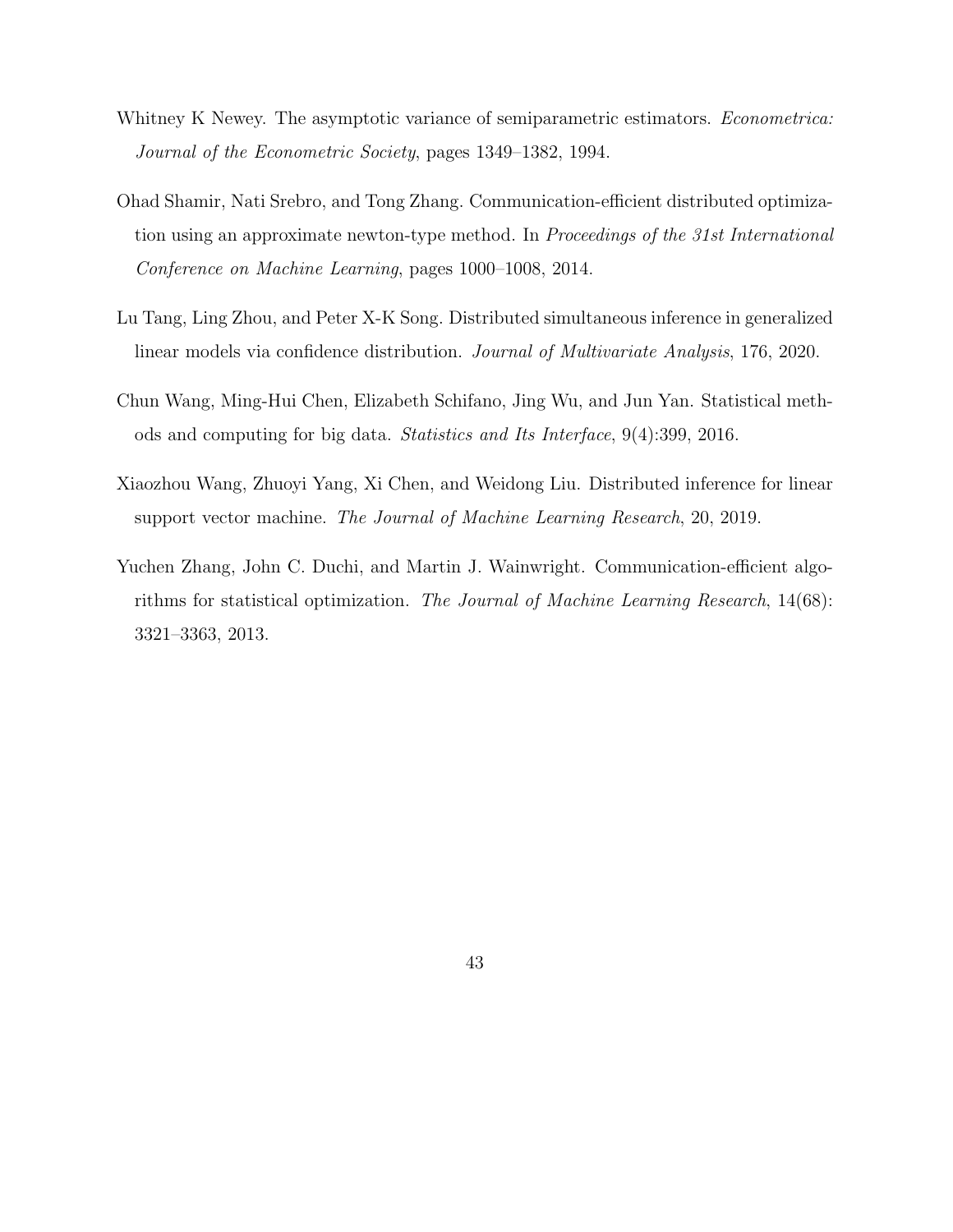Whitney K Newey. The asymptotic variance of semiparametric estimators. *Econometrica: Journal of the Econometric Society*, pages 1349–1382, 1994.

Ohad Shamir, Nati Srebro, and Tong Zhang. Communication-efficient distributed optimization using an approximate newton-type method. In *Proceedings of the 31st International Conference on Machine Learning*, pages 1000–1008, 2014.

Lu Tang, Ling Zhou, and Peter X-K Song. Distributed simultaneous inference in generalized linear models via confidence distribution. *Journal of Multivariate Analysis*, 176, 2020.

Chun Wang, Ming-Hui Chen, Elizabeth Schifano, Jing Wu, and Jun Yan. Statistical methods and computing for big data. *Statistics and Its Interface*, 9(4):399, 2016.

Xiaozhou Wang, Zhuoyi Yang, Xi Chen, and Weidong Liu. Distributed inference for linear support vector machine. *The Journal of Machine Learning Research*, 20, 2019.

Yuchen Zhang, John C. Duchi, and Martin J. Wainwright. Communication-efficient algorithms for statistical optimization. *The Journal of Machine Learning Research*, 14(68): 3321–3363, 2013.